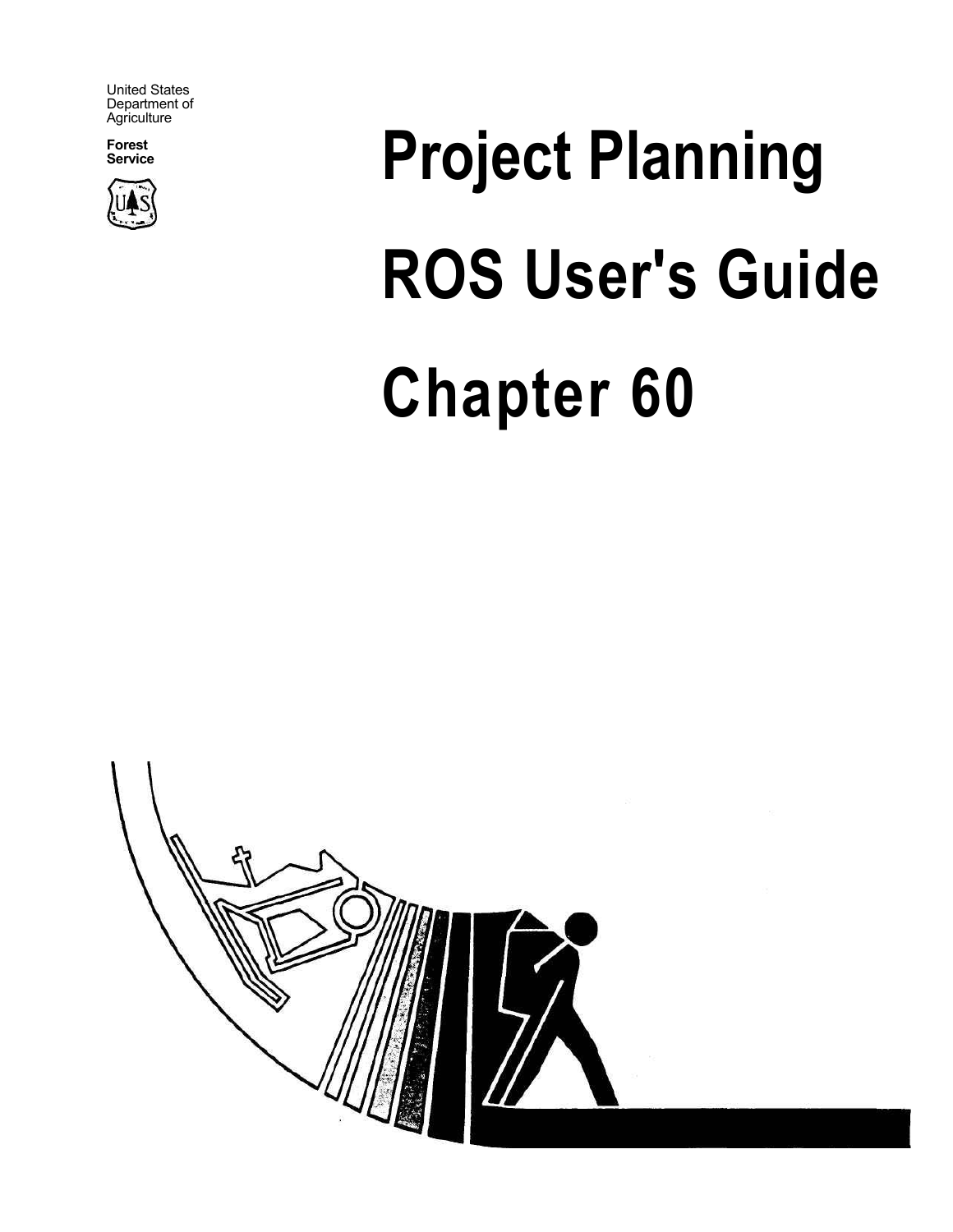United States
Department of
Agriculture

**Forest Service**

# Project Planning

# ROS User's Guide

# Chapter 60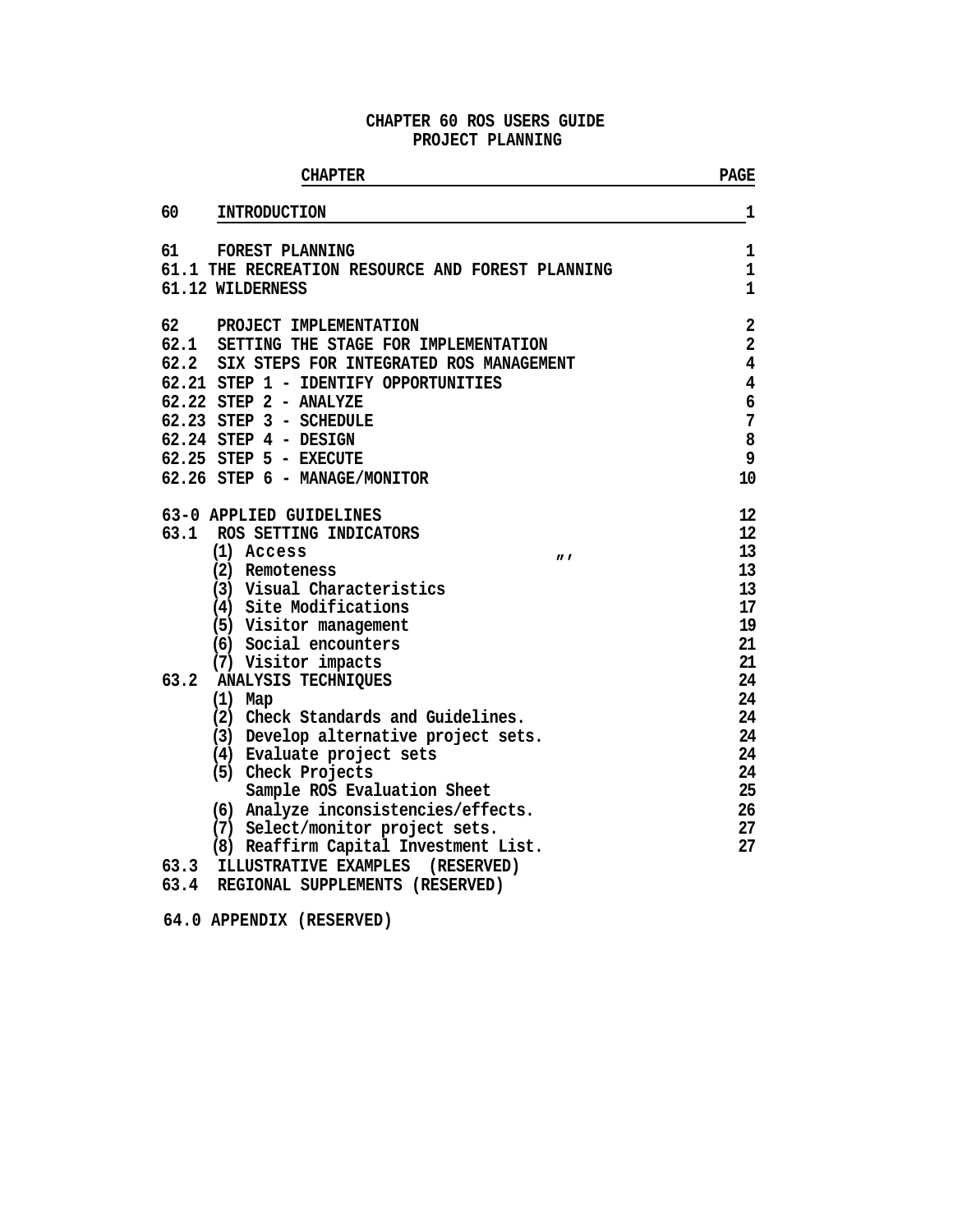# CHAPTER 60 ROS USERS GUIDE
## PROJECT PLANNING

| CHAPTER | PAGE |
|---|---|
| 60 INTRODUCTION | 1 |
| 61 FOREST PLANNING | 1 |
| 61.1 THE RECREATION RESOURCE AND FOREST PLANNING | 1 |
| 61.12 WILDERNESS | 1 |
| 62 PROJECT IMPLEMENTATION | 2 |
| 62.1 SETTING THE STAGE FOR IMPLEMENTATION | 2 |
| 62.2 SIX STEPS FOR INTEGRATED ROS MANAGEMENT | 4 |
| 62.21 STEP 1 - IDENTIFY OPPORTUNITIES | 4 |
| 62.22 STEP 2 - ANALYZE | 6 |
| 62.23 STEP 3 - SCHEDULE | 7 |
| 62.24 STEP 4 - DESIGN | 8 |
| 62.25 STEP 5 - EXECUTE | 9 |
| 62.26 STEP 6 - MANAGE/MONITOR | 10 |
| 63-0 APPLIED GUIDELINES | 12 |
| 63.1 ROS SETTING INDICATORS | 12 |
| (1) Access | 13 |
| (2) Remoteness | 13 |
| (3) Visual Characteristics | 13 |
| (4) Site Modifications | 17 |
| (5) Visitor management | 19 |
| (6) Social encounters | 21 |
| (7) Visitor impacts | 21 |
| 63.2 ANALYSIS TECHNIQUES | 24 |
| (1) Map | 24 |
| (2) Check Standards and Guidelines. | 24 |
| (3) Develop alternative project sets. | 24 |
| (4) Evaluate project sets | 24 |
| (5) Check Projects | 24 |
| Sample ROS Evaluation Sheet | 25 |
| (6) Analyze inconsistencies/effects. | 26 |
| (7) Select/monitor project sets. | 27 |
| (8) Reaffirm Capital Investment List. | 27 |
| 63.3 ILLUSTRATIVE EXAMPLES (RESERVED) | |
| 63.4 REGIONAL SUPPLEMENTS (RESERVED) | |
| 64.0 APPENDIX (RESERVED) | |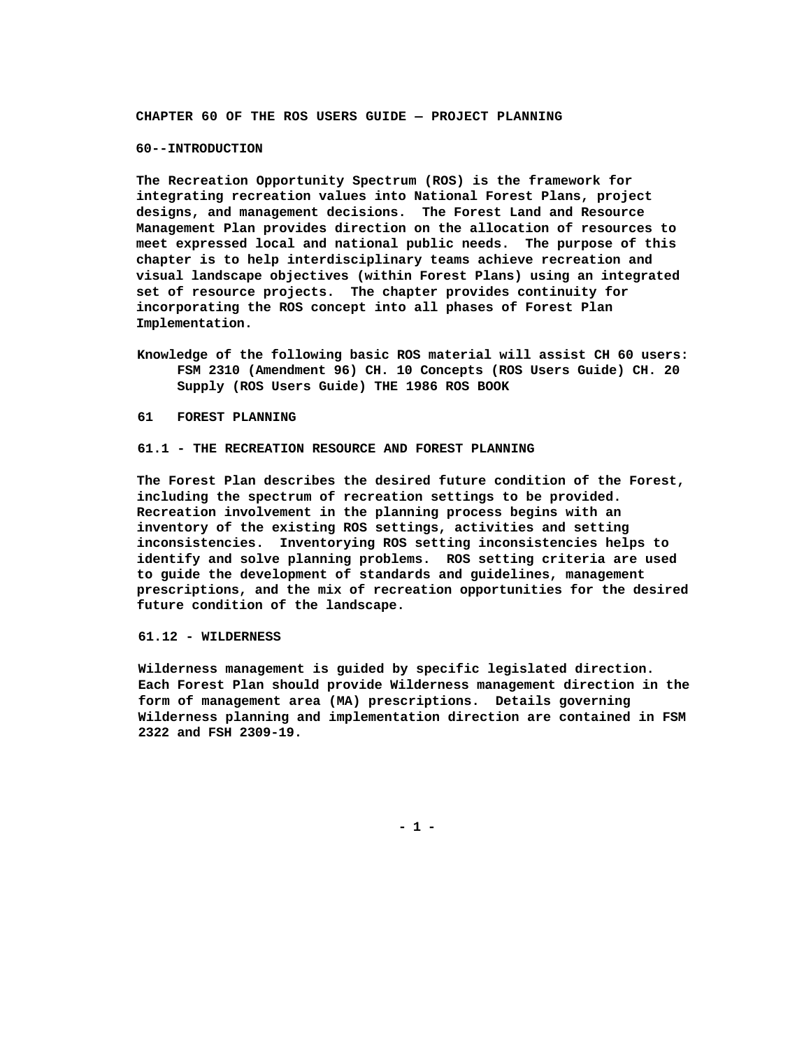# CHAPTER 60 OF THE ROS USERS GUIDE — PROJECT PLANNING

## 60--INTRODUCTION

The Recreation Opportunity Spectrum (ROS) is the framework for integrating recreation values into National Forest Plans, project designs, and management decisions. The Forest Land and Resource Management Plan provides direction on the allocation of resources to meet expressed local and national public needs. The purpose of this chapter is to help interdisciplinary teams achieve recreation and visual landscape objectives (within Forest Plans) using an integrated set of resource projects. The chapter provides continuity for incorporating the ROS concept into all phases of Forest Plan Implementation.

Knowledge of the following basic ROS material will assist CH 60 users:
FSM 2310 (Amendment 96) CH. 10 Concepts (ROS Users Guide) CH. 20 Supply (ROS Users Guide) THE 1986 ROS BOOK

## 61 FOREST PLANNING

### 61.1 - THE RECREATION RESOURCE AND FOREST PLANNING

The Forest Plan describes the desired future condition of the Forest, including the spectrum of recreation settings to be provided. Recreation involvement in the planning process begins with an inventory of the existing ROS settings, activities and setting inconsistencies. Inventorying ROS setting inconsistencies helps to identify and solve planning problems. ROS setting criteria are used to guide the development of standards and guidelines, management prescriptions, and the mix of recreation opportunities for the desired future condition of the landscape.

### 61.12 - WILDERNESS

Wilderness management is guided by specific legislated direction. Each Forest Plan should provide Wilderness management direction in the form of management area (MA) prescriptions. Details governing Wilderness planning and implementation direction are contained in FSM 2322 and FSH 2309-19.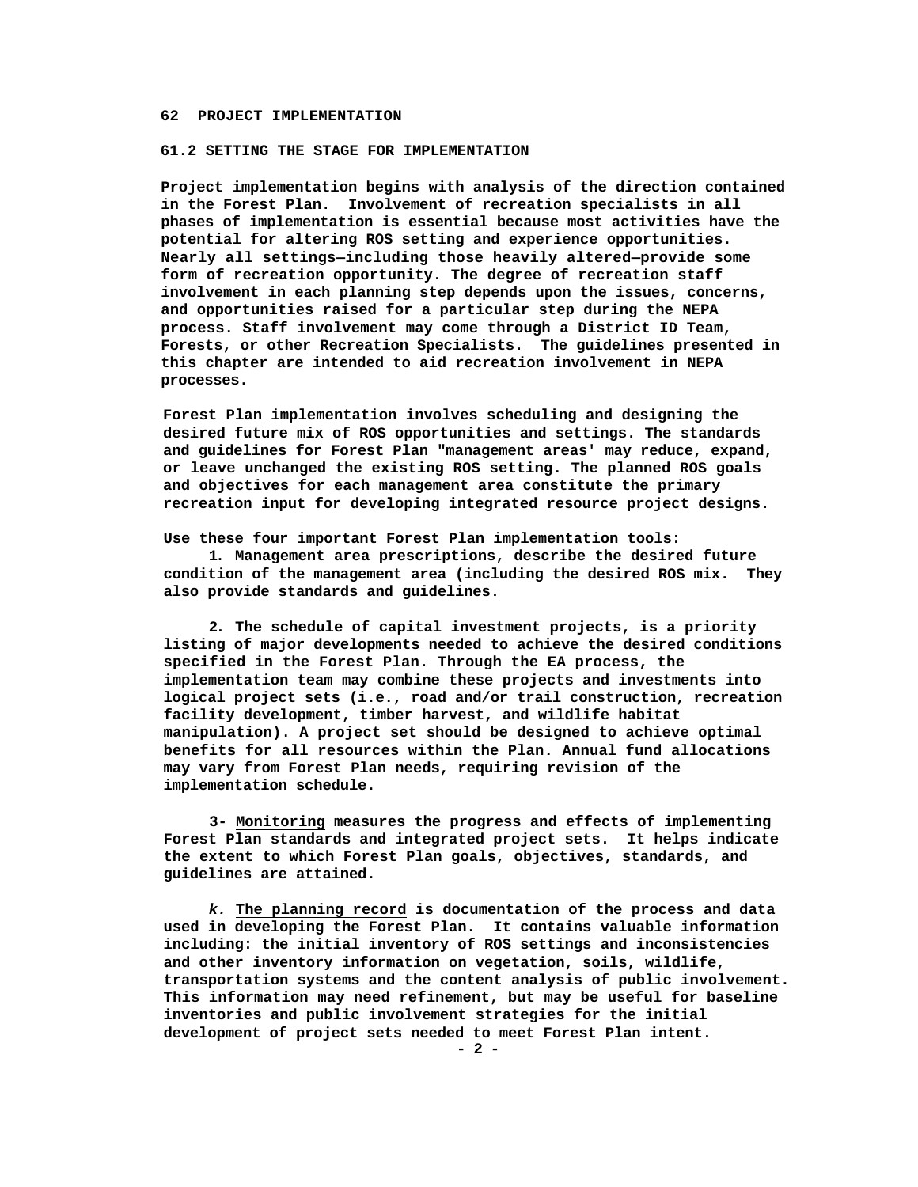# 62 PROJECT IMPLEMENTATION

## 61.2 SETTING THE STAGE FOR IMPLEMENTATION

**Project implementation begins with analysis of the direction contained in the Forest Plan. Involvement of recreation specialists in all phases of implementation is essential because most activities have the potential for altering ROS setting and experience opportunities. Nearly all settings—including those heavily altered—provide some form of recreation opportunity. The degree of recreation staff involvement in each planning step depends upon the issues, concerns, and opportunities raised for a particular step during the NEPA process. Staff involvement may come through a District ID Team, Forests, or other Recreation Specialists. The guidelines presented in this chapter are intended to aid recreation involvement in NEPA processes.**

**Forest Plan implementation involves scheduling and designing the desired future mix of ROS opportunities and settings. The standards and guidelines for Forest Plan "management areas' may reduce, expand, or leave unchanged the existing ROS setting. The planned ROS goals and objectives for each management area constitute the primary recreation input for developing integrated resource project designs.**

**Use these four important Forest Plan implementation tools:**

**1. Management area prescriptions, describe the desired future condition of the management area (including the desired ROS mix. They also provide standards and guidelines.**

**2. <u>The schedule of capital investment projects,</u> is a priority listing of major developments needed to achieve the desired conditions specified in the Forest Plan. Through the EA process, the implementation team may combine these projects and investments into logical project sets (i.e., road and/or trail construction, recreation facility development, timber harvest, and wildlife habitat manipulation). A project set should be designed to achieve optimal benefits for all resources within the Plan. Annual fund allocations may vary from Forest Plan needs, requiring revision of the implementation schedule.**

**3- <u>Monitoring</u> measures the progress and effects of implementing Forest Plan standards and integrated project sets. It helps indicate the extent to which Forest Plan goals, objectives, standards, and guidelines are attained.**

***k.* <u>The planning record</u> is documentation of the process and data used in developing the Forest Plan. It contains valuable information including: the initial inventory of ROS settings and inconsistencies and other inventory information on vegetation, soils, wildlife, transportation systems and the content analysis of public involvement. This information may need refinement, but may be useful for baseline inventories and public involvement strategies for the initial development of project sets needed to meet Forest Plan intent.**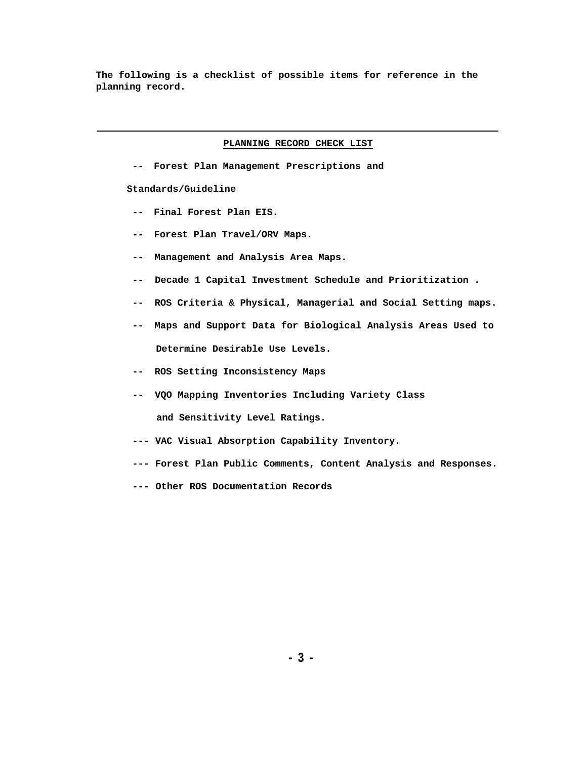**The following is a checklist of possible items for reference in the planning record.**

---

**PLANNING RECORD CHECK LIST**

- -- Forest Plan Management Prescriptions and Standards/Guideline
- -- Final Forest Plan EIS.
- -- Forest Plan Travel/ORV Maps.
- -- Management and Analysis Area Maps.
- -- Decade 1 Capital Investment Schedule and Prioritization .
- -- ROS Criteria & Physical, Managerial and Social Setting maps.
- -- Maps and Support Data for Biological Analysis Areas Used to Determine Desirable Use Levels.
- -- ROS Setting Inconsistency Maps
- -- VQO Mapping Inventories Including Variety Class and Sensitivity Level Ratings.
- --- VAC Visual Absorption Capability Inventory.
- --- Forest Plan Public Comments, Content Analysis and Responses.
- --- Other ROS Documentation Records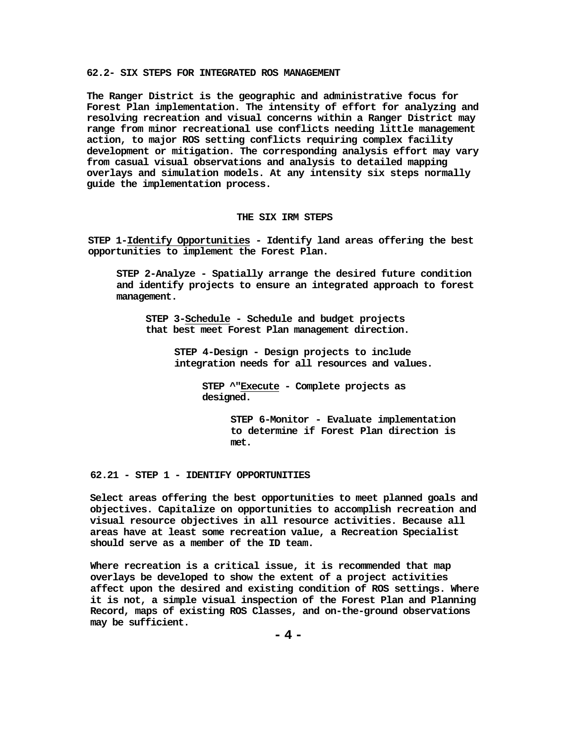## 62.2- SIX STEPS FOR INTEGRATED ROS MANAGEMENT

**The Ranger District is the geographic and administrative focus for Forest Plan implementation. The intensity of effort for analyzing and resolving recreation and visual concerns within a Ranger District may range from minor recreational use conflicts needing little management action, to major ROS setting conflicts requiring complex facility development or mitigation. The corresponding analysis effort may vary from casual visual observations and analysis to detailed mapping overlays and simulation models. At any intensity six steps normally guide the implementation process.**

### THE SIX IRM STEPS

**STEP 1-Identify Opportunities - Identify land areas offering the best opportunities to implement the Forest Plan.**

**STEP 2-Analyze - Spatially arrange the desired future condition and identify projects to ensure an integrated approach to forest management.**

**STEP 3-Schedule - Schedule and budget projects that best meet Forest Plan management direction.**

**STEP 4-Design - Design projects to include integration needs for all resources and values.**

**STEP ^"Execute - Complete projects as designed.**

**STEP 6-Monitor - Evaluate implementation to determine if Forest Plan direction is met.**

## 62.21 - STEP 1 - IDENTIFY OPPORTUNITIES

**Select areas offering the best opportunities to meet planned goals and objectives. Capitalize on opportunities to accomplish recreation and visual resource objectives in all resource activities. Because all areas have at least some recreation value, a Recreation Specialist should serve as a member of the ID team.**

**Where recreation is a critical issue, it is recommended that map overlays be developed to show the extent of a project activities affect upon the desired and existing condition of ROS settings. Where it is not, a simple visual inspection of the Forest Plan and Planning Record, maps of existing ROS Classes, and on-the-ground observations may be sufficient.**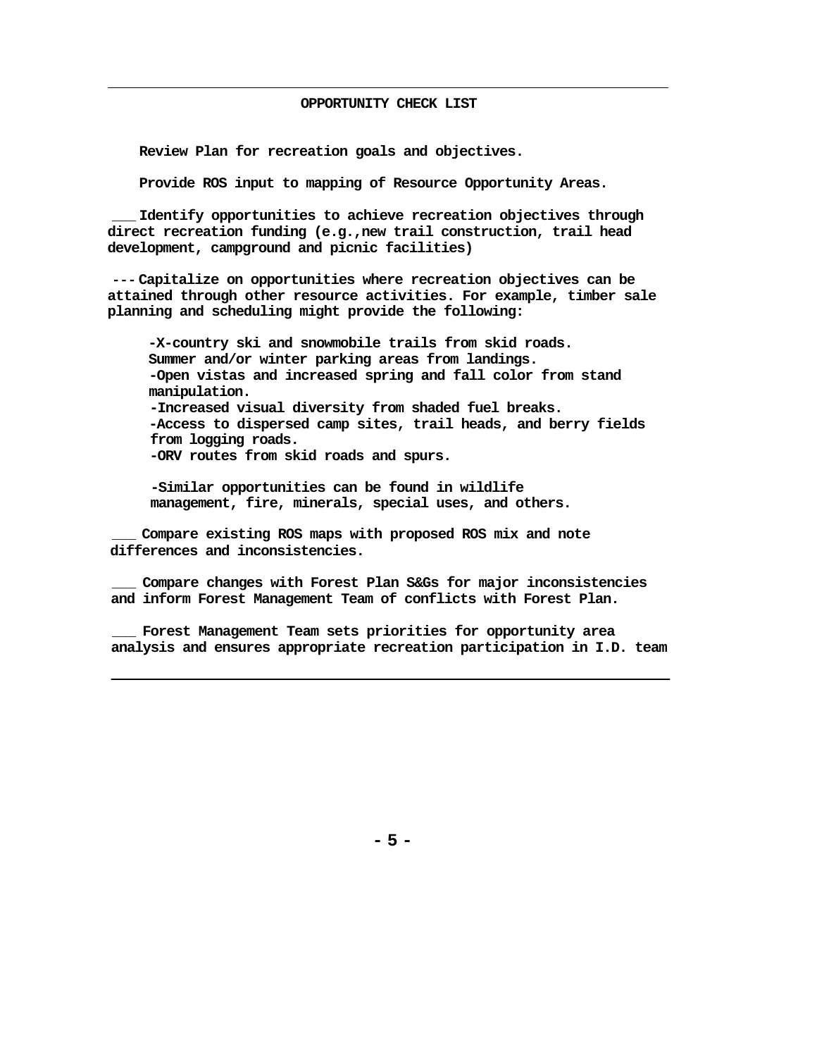## OPPORTUNITY CHECK LIST

**Review Plan for recreation goals and objectives.**

**Provide ROS input to mapping of Resource Opportunity Areas.**

**___ Identify opportunities to achieve recreation objectives through direct recreation funding (e.g.,new trail construction, trail head development, campground and picnic facilities)**

**--- Capitalize on opportunities where recreation objectives can be attained through other resource activities. For example, timber sale planning and scheduling might provide the following:**

- **-X-country ski and snowmobile trails from skid roads.**
- **Summer and/or winter parking areas from landings.**
- **-Open vistas and increased spring and fall color from stand manipulation.**
- **-Increased visual diversity from shaded fuel breaks.**
- **-Access to dispersed camp sites, trail heads, and berry fields from logging roads.**
- **-ORV routes from skid roads and spurs.**

- **-Similar opportunities can be found in wildlife management, fire, minerals, special uses, and others.**

**___ Compare existing ROS maps with proposed ROS mix and note differences and inconsistencies.**

**___ Compare changes with Forest Plan S&Gs for major inconsistencies and inform Forest Management Team of conflicts with Forest Plan.**

**___ Forest Management Team sets priorities for opportunity area analysis and ensures appropriate recreation participation in I.D. team**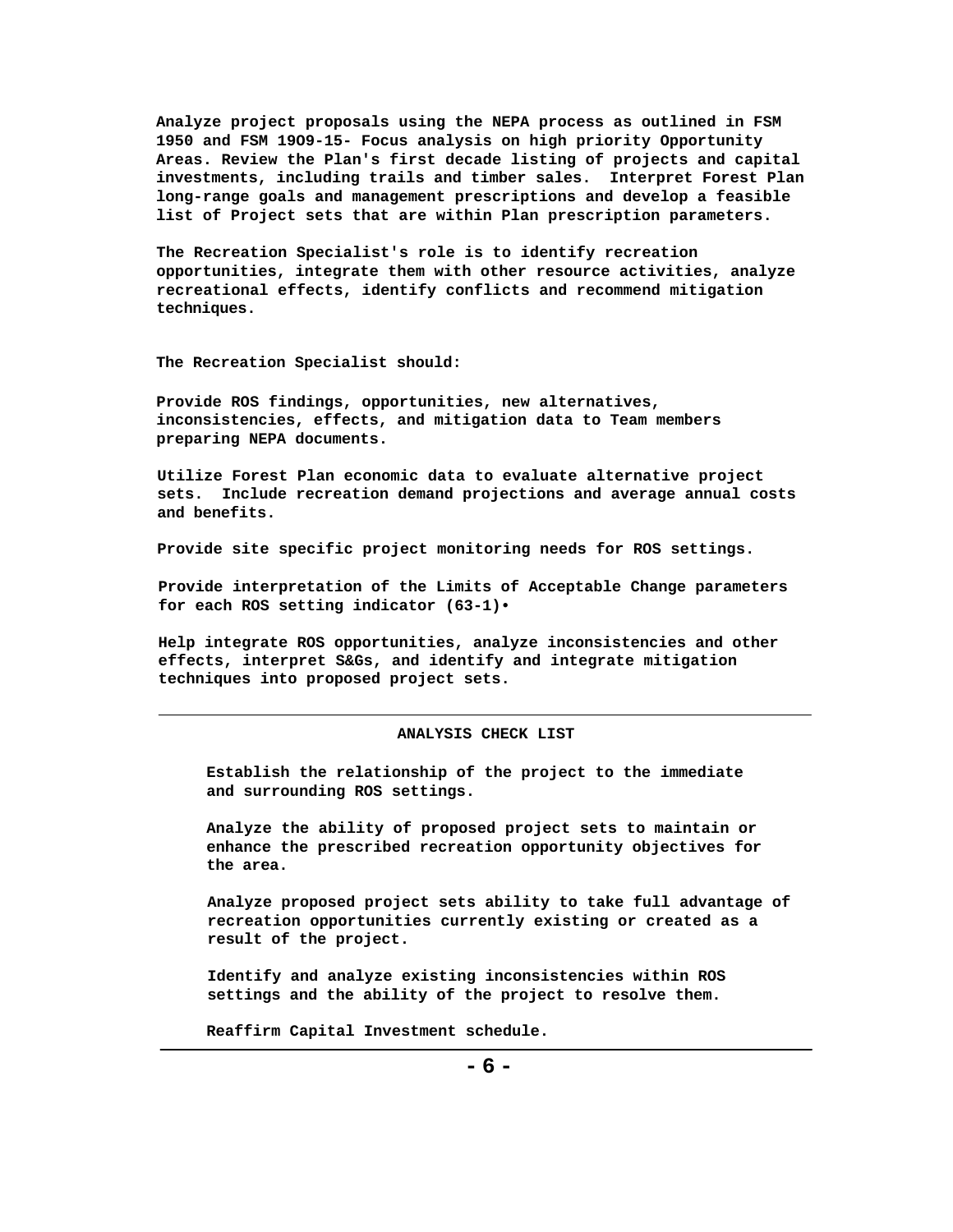Analyze project proposals using the NEPA process as outlined in FSM 1950 and FSM 19O9-15- Focus analysis on high priority Opportunity Areas. Review the Plan's first decade listing of projects and capital investments, including trails and timber sales. Interpret Forest Plan long-range goals and management prescriptions and develop a feasible list of Project sets that are within Plan prescription parameters.

The Recreation Specialist's role is to identify recreation opportunities, integrate them with other resource activities, analyze recreational effects, identify conflicts and recommend mitigation techniques.

The Recreation Specialist should:

Provide ROS findings, opportunities, new alternatives, inconsistencies, effects, and mitigation data to Team members preparing NEPA documents.

Utilize Forest Plan economic data to evaluate alternative project sets. Include recreation demand projections and average annual costs and benefits.

Provide site specific project monitoring needs for ROS settings.

Provide interpretation of the Limits of Acceptable Change parameters for each ROS setting indicator (63-1)•

Help integrate ROS opportunities, analyze inconsistencies and other effects, interpret S&Gs, and identify and integrate mitigation techniques into proposed project sets.

---

**ANALYSIS CHECK LIST**

Establish the relationship of the project to the immediate and surrounding ROS settings.

Analyze the ability of proposed project sets to maintain or enhance the prescribed recreation opportunity objectives for the area.

Analyze proposed project sets ability to take full advantage of recreation opportunities currently existing or created as a result of the project.

Identify and analyze existing inconsistencies within ROS settings and the ability of the project to resolve them.

Reaffirm Capital Investment schedule.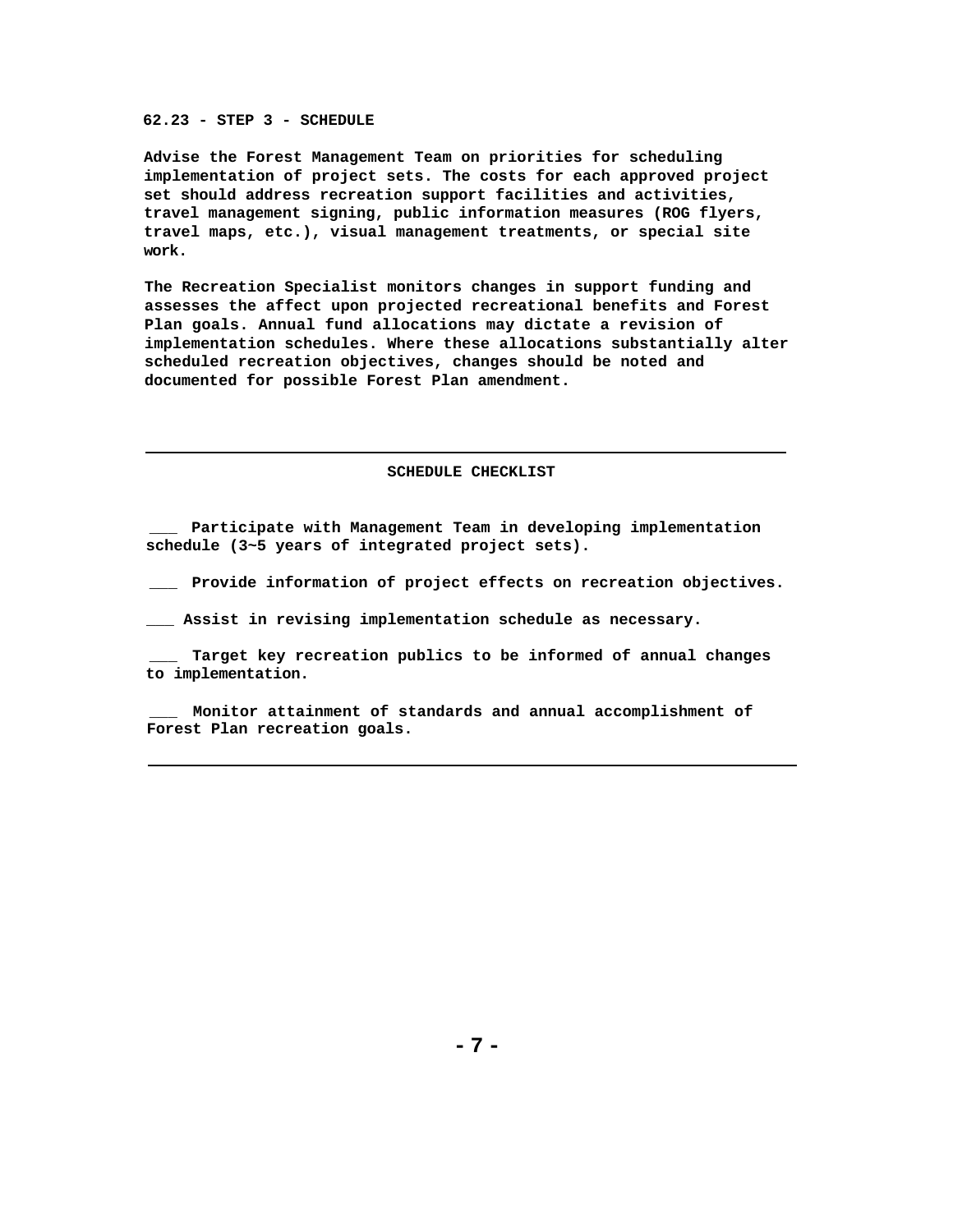### 62.23 - STEP 3 - SCHEDULE

**Advise the Forest Management Team on priorities for scheduling implementation of project sets. The costs for each approved project set should address recreation support facilities and activities, travel management signing, public information measures (ROG flyers, travel maps, etc.), visual management treatments, or special site work.**

**The Recreation Specialist monitors changes in support funding and assesses the affect upon projected recreational benefits and Forest Plan goals. Annual fund allocations may dictate a revision of implementation schedules. Where these allocations substantially alter scheduled recreation objectives, changes should be noted and documented for possible Forest Plan amendment.**

---

**SCHEDULE CHECKLIST**

___ **Participate with Management Team in developing implementation schedule (3~5 years of integrated project sets).**

___ **Provide information of project effects on recreation objectives.**

___ **Assist in revising implementation schedule as necessary.**

___ **Target key recreation publics to be informed of annual changes to implementation.**

___ **Monitor attainment of standards and annual accomplishment of Forest Plan recreation goals.**

---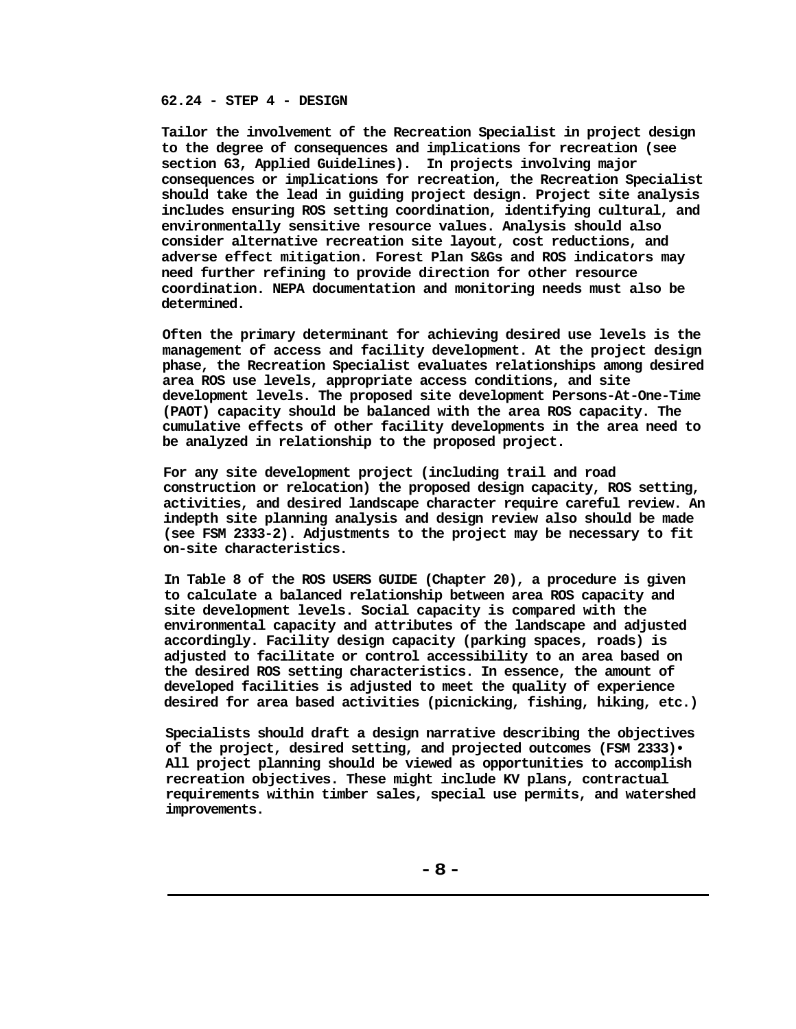## 62.24 - STEP 4 - DESIGN

Tailor the involvement of the Recreation Specialist in project design to the degree of consequences and implications for recreation (see section 63, Applied Guidelines). In projects involving major consequences or implications for recreation, the Recreation Specialist should take the lead in guiding project design. Project site analysis includes ensuring ROS setting coordination, identifying cultural, and environmentally sensitive resource values. Analysis should also consider alternative recreation site layout, cost reductions, and adverse effect mitigation. Forest Plan S&Gs and ROS indicators may need further refining to provide direction for other resource coordination. NEPA documentation and monitoring needs must also be determined.

Often the primary determinant for achieving desired use levels is the management of access and facility development. At the project design phase, the Recreation Specialist evaluates relationships among desired area ROS use levels, appropriate access conditions, and site development levels. The proposed site development Persons-At-One-Time (PAOT) capacity should be balanced with the area ROS capacity. The cumulative effects of other facility developments in the area need to be analyzed in relationship to the proposed project.

For any site development project (including trail and road construction or relocation) the proposed design capacity, ROS setting, activities, and desired landscape character require careful review. An indepth site planning analysis and design review also should be made (see FSM 2333-2). Adjustments to the project may be necessary to fit on-site characteristics.

In Table 8 of the ROS USERS GUIDE (Chapter 20), a procedure is given to calculate a balanced relationship between area ROS capacity and site development levels. Social capacity is compared with the environmental capacity and attributes of the landscape and adjusted accordingly. Facility design capacity (parking spaces, roads) is adjusted to facilitate or control accessibility to an area based on the desired ROS setting characteristics. In essence, the amount of developed facilities is adjusted to meet the quality of experience desired for area based activities (picnicking, fishing, hiking, etc.)

Specialists should draft a design narrative describing the objectives of the project, desired setting, and projected outcomes (FSM 2333)• All project planning should be viewed as opportunities to accomplish recreation objectives. These might include KV plans, contractual requirements within timber sales, special use permits, and watershed improvements.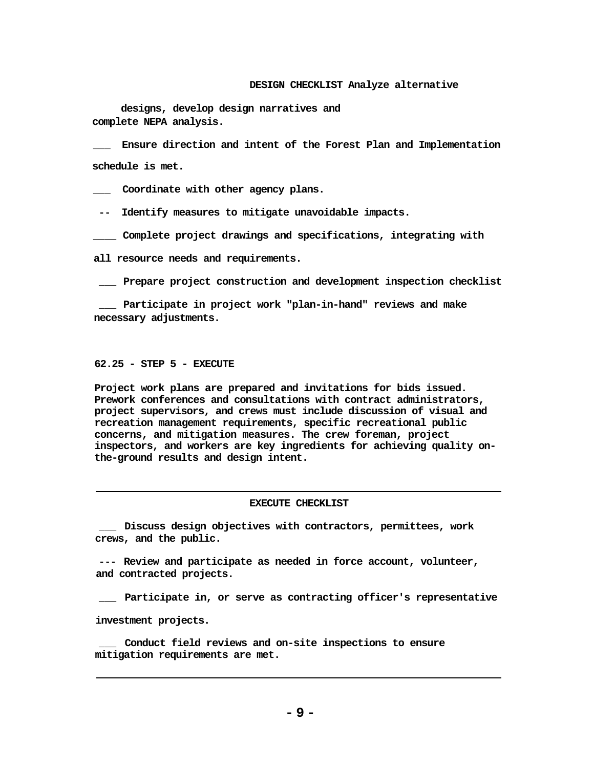**DESIGN CHECKLIST** Analyze alternative designs, develop design narratives and complete NEPA analysis.

___ Ensure direction and intent of the Forest Plan and Implementation schedule is met.

___ Coordinate with other agency plans.

-- Identify measures to mitigate unavoidable impacts.

____ Complete project drawings and specifications, integrating with all resource needs and requirements.

___ Prepare project construction and development inspection checklist

___ Participate in project work "plan-in-hand" reviews and make necessary adjustments.

## 62.25 - STEP 5 - EXECUTE

Project work plans are prepared and invitations for bids issued. Prework conferences and consultations with contract administrators, project supervisors, and crews must include discussion of visual and recreation management requirements, specific recreational public concerns, and mitigation measures. The crew foreman, project inspectors, and workers are key ingredients for achieving quality on-the-ground results and design intent.

---

**EXECUTE CHECKLIST**

___ Discuss design objectives with contractors, permittees, work crews, and the public.

--- Review and participate as needed in force account, volunteer, and contracted projects.

___ Participate in, or serve as contracting officer's representative investment projects.

___ Conduct field reviews and on-site inspections to ensure mitigation requirements are met.

---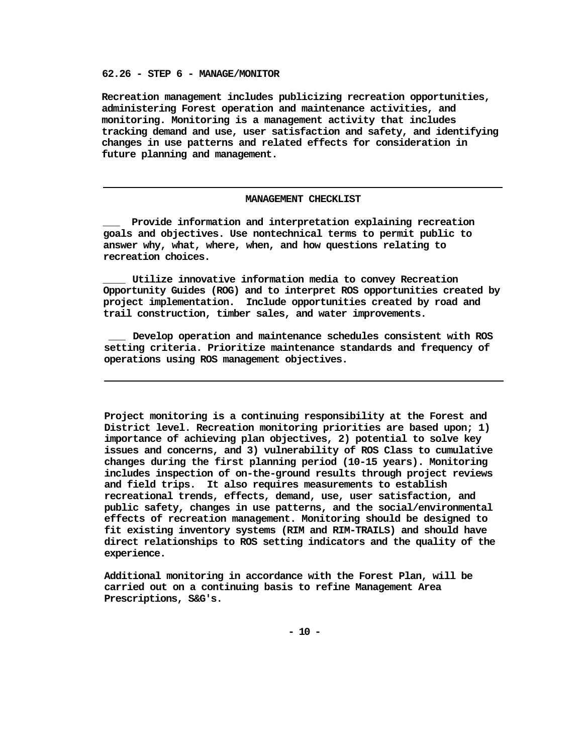## 62.26 - STEP 6 - MANAGE/MONITOR

Recreation management includes publicizing recreation opportunities, administering Forest operation and maintenance activities, and monitoring. Monitoring is a management activity that includes tracking demand and use, user satisfaction and safety, and identifying changes in use patterns and related effects for consideration in future planning and management.

---

**MANAGEMENT CHECKLIST**

___ Provide information and interpretation explaining recreation goals and objectives. Use nontechnical terms to permit public to answer why, what, where, when, and how questions relating to recreation choices.

____ Utilize innovative information media to convey Recreation Opportunity Guides (ROG) and to interpret ROS opportunities created by project implementation. Include opportunities created by road and trail construction, timber sales, and water improvements.

___ Develop operation and maintenance schedules consistent with ROS setting criteria. Prioritize maintenance standards and frequency of operations using ROS management objectives.

---

Project monitoring is a continuing responsibility at the Forest and District level. Recreation monitoring priorities are based upon; 1) importance of achieving plan objectives, 2) potential to solve key issues and concerns, and 3) vulnerability of ROS Class to cumulative changes during the first planning period (10-15 years). Monitoring includes inspection of on-the-ground results through project reviews and field trips. It also requires measurements to establish recreational trends, effects, demand, use, user satisfaction, and public safety, changes in use patterns, and the social/environmental effects of recreation management. Monitoring should be designed to fit existing inventory systems (RIM and RIM-TRAILS) and should have direct relationships to ROS setting indicators and the quality of the experience.

Additional monitoring in accordance with the Forest Plan, will be carried out on a continuing basis to refine Management Area Prescriptions, S&G's.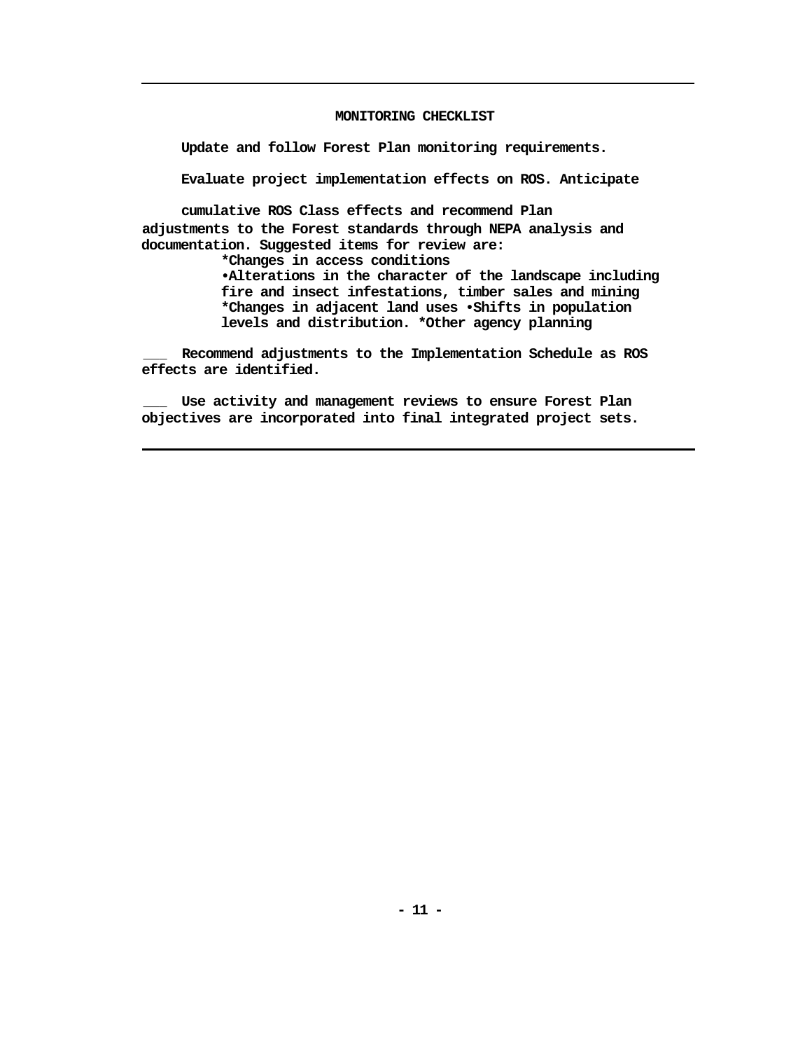## MONITORING CHECKLIST

**Update and follow Forest Plan monitoring requirements.**

**Evaluate project implementation effects on ROS. Anticipate**

**cumulative ROS Class effects and recommend Plan adjustments to the Forest standards through NEPA analysis and documentation. Suggested items for review are:**

- ***Changes in access conditions**
- **•Alterations in the character of the landscape including fire and insect infestations, timber sales and mining**
- ***Changes in adjacent land uses •Shifts in population levels and distribution. *Other agency planning**

**___ Recommend adjustments to the Implementation Schedule as ROS effects are identified.**

**___ Use activity and management reviews to ensure Forest Plan objectives are incorporated into final integrated project sets.**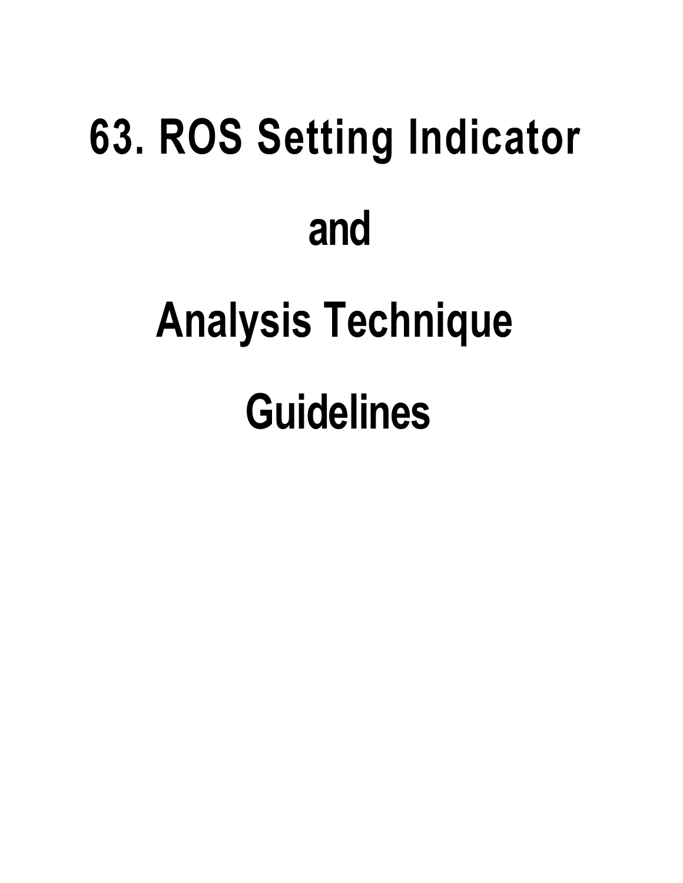# 63. ROS Setting Indicator

# and

# Analysis Technique

# Guidelines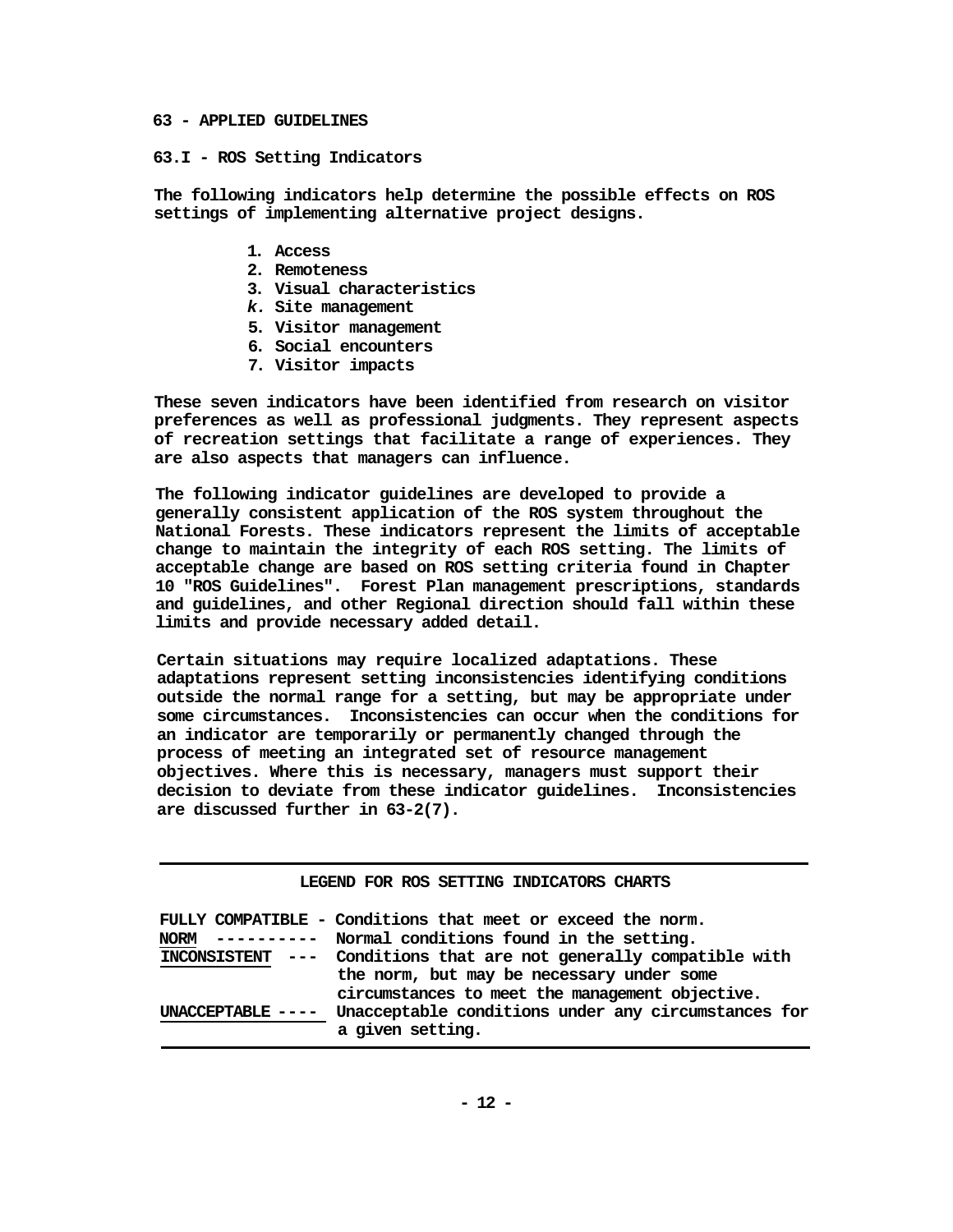## 63 - APPLIED GUIDELINES

### 63.I - ROS Setting Indicators

The following indicators help determine the possible effects on ROS settings of implementing alternative project designs.

1. Access
2. Remoteness
3. Visual characteristics
*k.* Site management
5. Visitor management
6. Social encounters
7. Visitor impacts

These seven indicators have been identified from research on visitor preferences as well as professional judgments. They represent aspects of recreation settings that facilitate a range of experiences. They are also aspects that managers can influence.

The following indicator guidelines are developed to provide a generally consistent application of the ROS system throughout the National Forests. These indicators represent the limits of acceptable change to maintain the integrity of each ROS setting. The limits of acceptable change are based on ROS setting criteria found in Chapter 10 "ROS Guidelines". Forest Plan management prescriptions, standards and guidelines, and other Regional direction should fall within these limits and provide necessary added detail.

Certain situations may require localized adaptations. These adaptations represent setting inconsistencies identifying conditions outside the normal range for a setting, but may be appropriate under some circumstances. Inconsistencies can occur when the conditions for an indicator are temporarily or permanently changed through the process of meeting an integrated set of resource management objectives. Where this is necessary, managers must support their decision to deviate from these indicator guidelines. Inconsistencies are discussed further in 63-2(7).

**LEGEND FOR ROS SETTING INDICATORS CHARTS**

| | |
|---|---|
| FULLY COMPATIBLE - | Conditions that meet or exceed the norm. |
| NORM ---------- | Normal conditions found in the setting. |
| INCONSISTENT --- | Conditions that are not generally compatible with the norm, but may be necessary under some circumstances to meet the management objective. |
| UNACCEPTABLE ---- | Unacceptable conditions under any circumstances for a given setting. |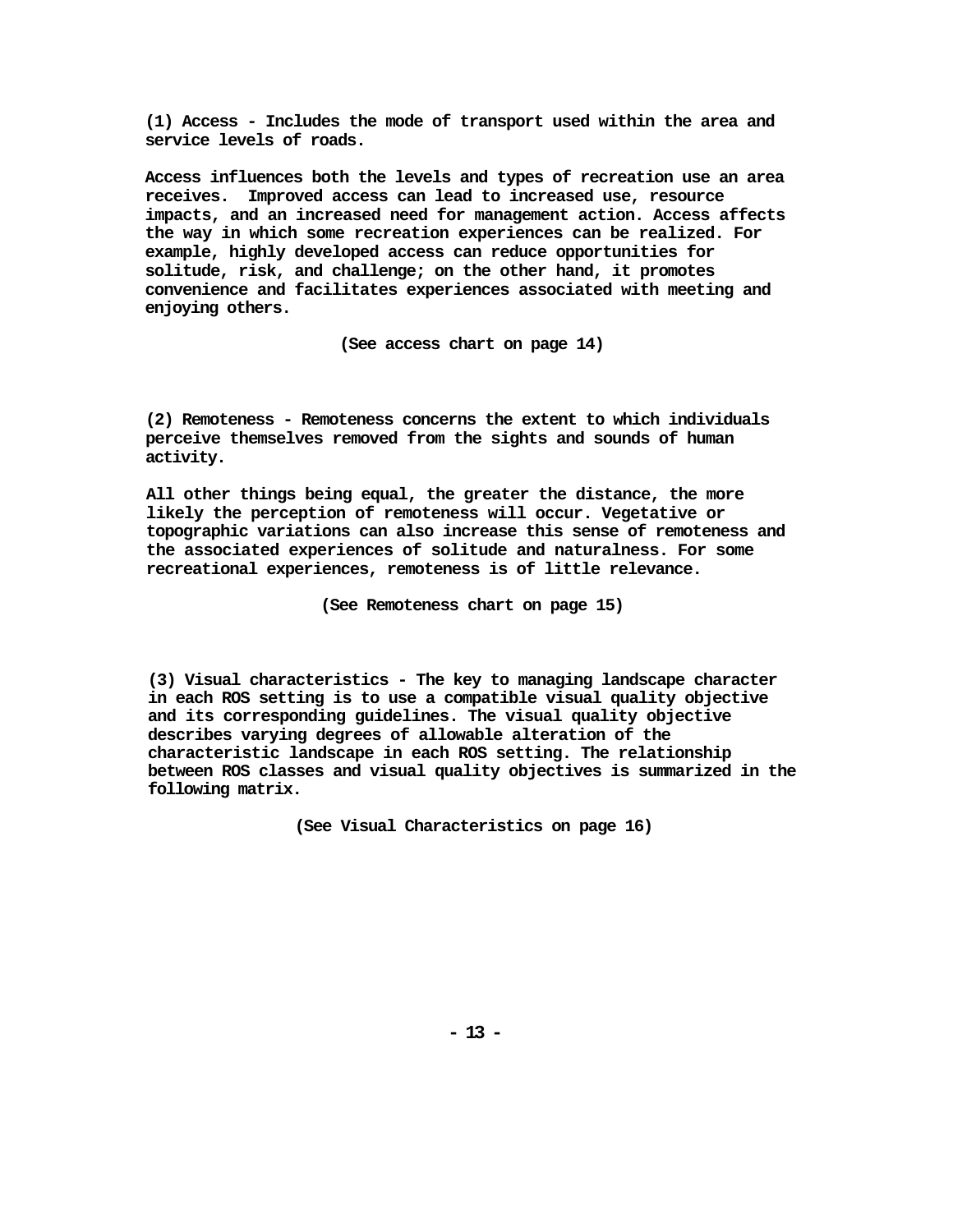**(1) Access - Includes the mode of transport used within the area and service levels of roads.**

**Access influences both the levels and types of recreation use an area receives. Improved access can lead to increased use, resource impacts, and an increased need for management action. Access affects the way in which some recreation experiences can be realized. For example, highly developed access can reduce opportunities for solitude, risk, and challenge; on the other hand, it promotes convenience and facilitates experiences associated with meeting and enjoying others.**

**(See access chart on page 14)**

**(2) Remoteness - Remoteness concerns the extent to which individuals perceive themselves removed from the sights and sounds of human activity.**

**All other things being equal, the greater the distance, the more likely the perception of remoteness will occur. Vegetative or topographic variations can also increase this sense of remoteness and the associated experiences of solitude and naturalness. For some recreational experiences, remoteness is of little relevance.**

**(See Remoteness chart on page 15)**

**(3) Visual characteristics - The key to managing landscape character in each ROS setting is to use a compatible visual quality objective and its corresponding guidelines. The visual quality objective describes varying degrees of allowable alteration of the characteristic landscape in each ROS setting. The relationship between ROS classes and visual quality objectives is summarized in the following matrix.**

**(See Visual Characteristics on page 16)**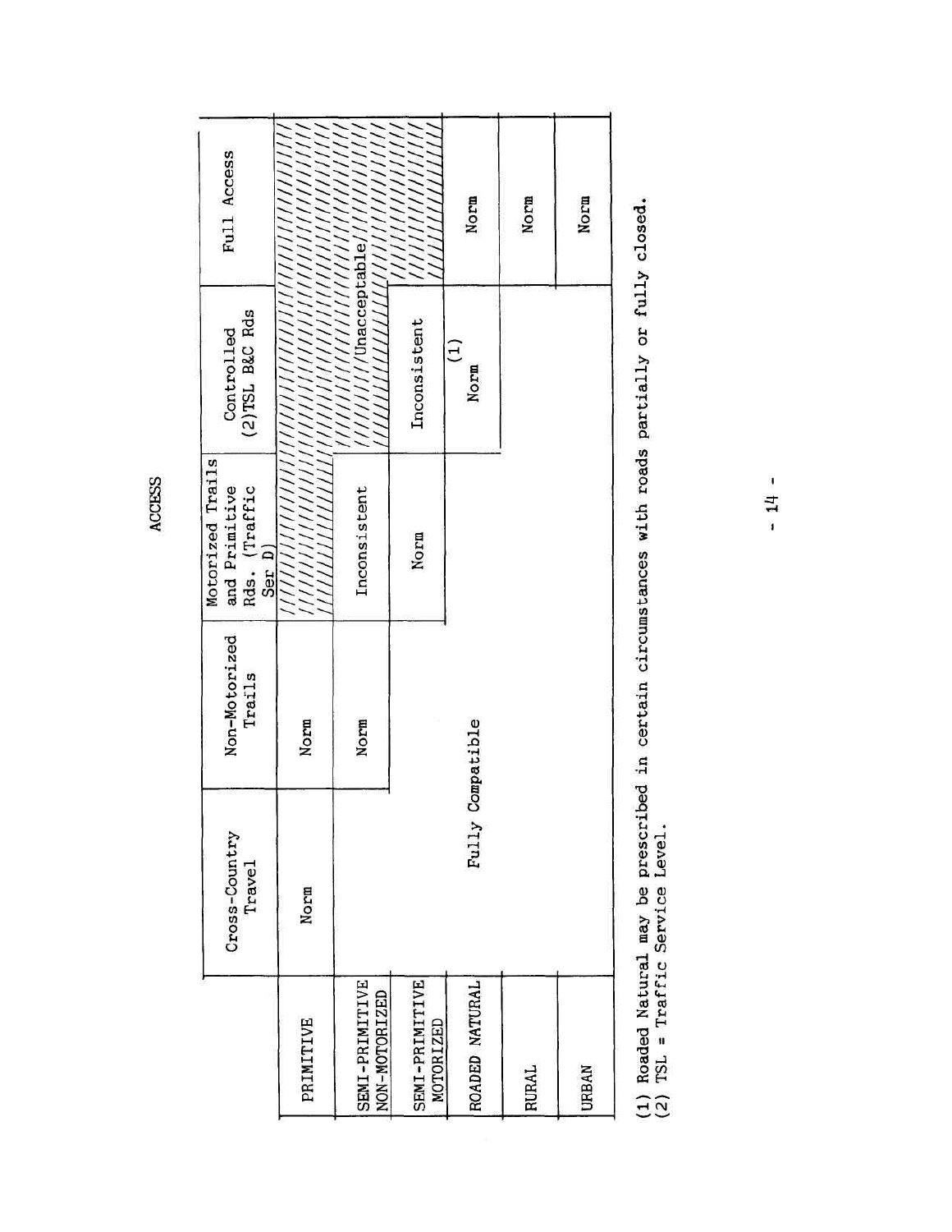# ACCESS

| | Cross-Country Travel | Non-Motorized Trails | Motorized Trails and Primitive Rds. (Traffic Ser D) | Controlled (2)TSL B&C Rds | Full Access |
|---|---|---|---|---|---|
| PRIMITIVE | Norm | Norm | Unacceptable | Unacceptable | Unacceptable |
| SEMI-PRIMITIVE NON-MOTORIZED | Fully Compatible | Norm | Inconsistent | Unacceptable | Unacceptable |
| SEMI-PRIMITIVE MOTORIZED | Fully Compatible | Fully Compatible | Norm | Inconsistent | Unacceptable |
| ROADED NATURAL | Fully Compatible | Fully Compatible | Fully Compatible | (1) Norm | Norm |
| RURAL | Fully Compatible | Fully Compatible | Fully Compatible | Fully Compatible | Norm |
| URBAN | Fully Compatible | Fully Compatible | Fully Compatible | Fully Compatible | Norm |

(1) Roaded Natural may be prescribed in certain circumstances with roads partially or fully closed.
(2) TSL = Traffic Service Level.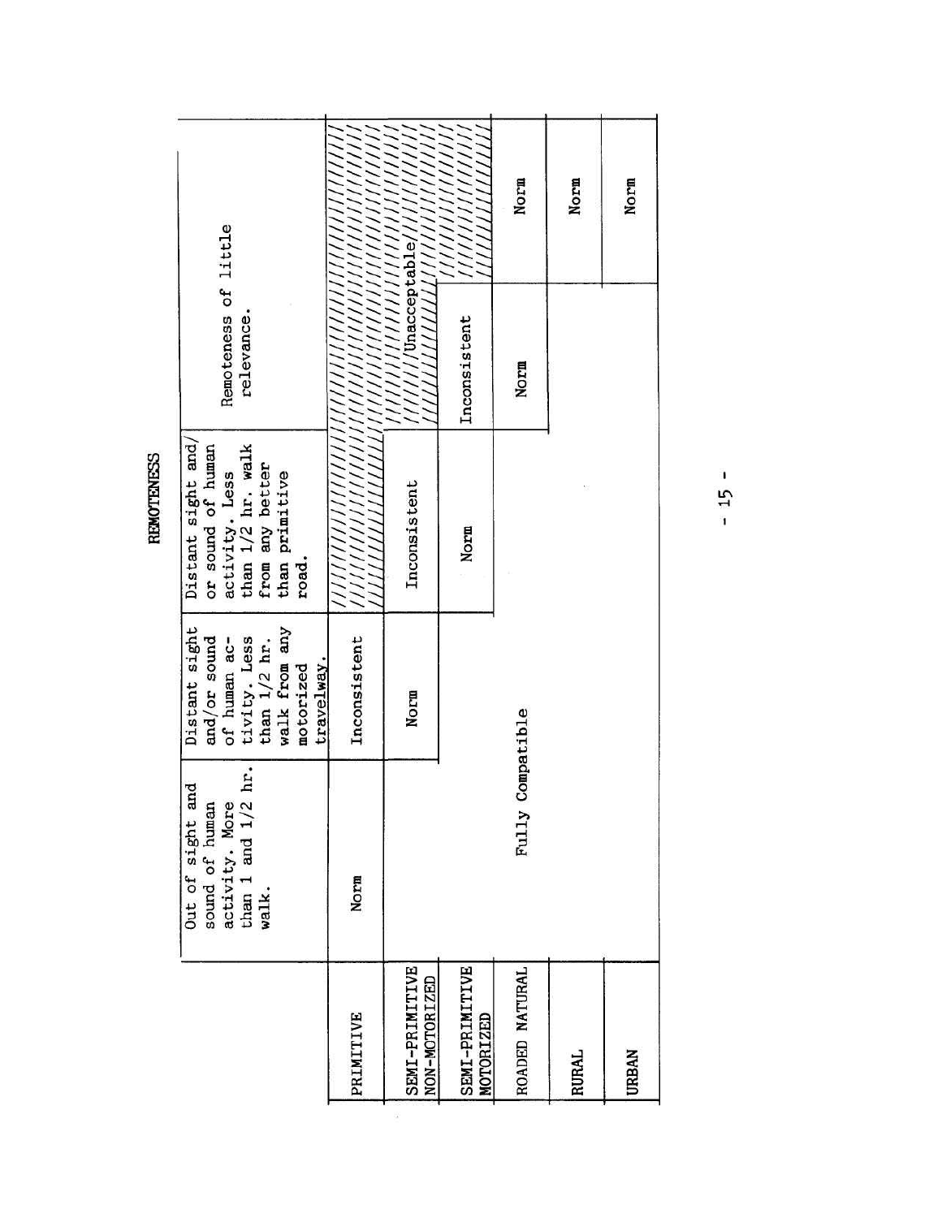# REMOTENESS

| | Out of sight and sound of human activity. More than 1 and 1/2 hr. walk. | Distant sight and/or sound of human activity. Less than 1/2 hr. walk from any motorized travelway. | Distant sight and/or sound of human activity. Less than 1/2 hr. walk from any better than primitive road. | Remoteness of little relevance. | |
|---|---|---|---|---|---|
| PRIMITIVE | Norm | Inconsistent | Unacceptable | Unacceptable | Unacceptable |
| SEMI-PRIMITIVE NON-MOTORIZED | Fully Compatible | Norm | Inconsistent | Unacceptable | Unacceptable |
| SEMI-PRIMITIVE MOTORIZED | Fully Compatible | Fully Compatible | Norm | Inconsistent | Unacceptable |
| ROADED NATURAL | Fully Compatible | Fully Compatible | Fully Compatible | Norm | Norm |
| RURAL | Fully Compatible | Fully Compatible | Fully Compatible | Fully Compatible | Norm |
| URBAN | Fully Compatible | Fully Compatible | Fully Compatible | Fully Compatible | Norm |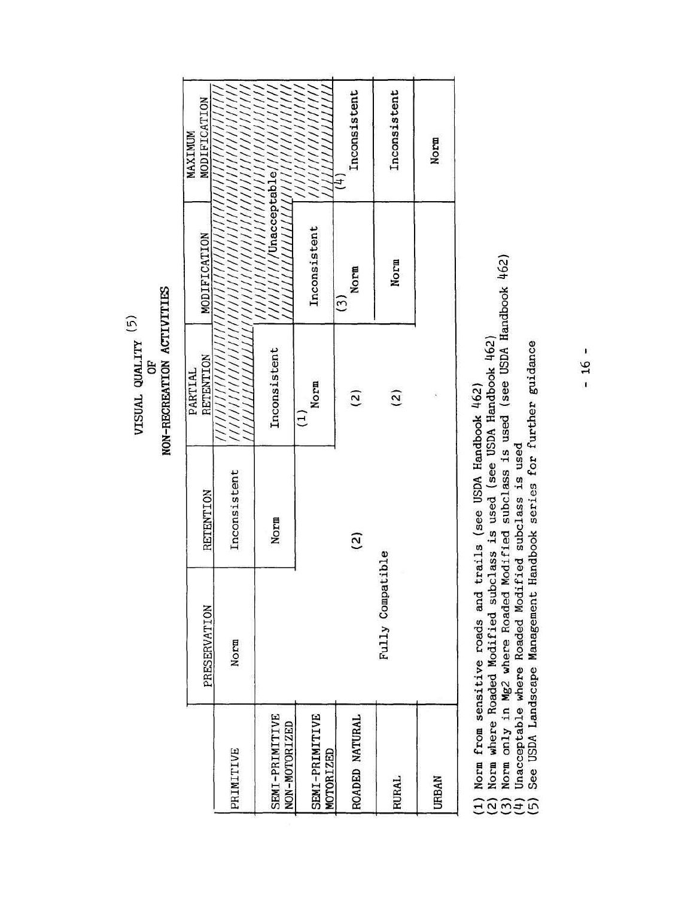# VISUAL QUALITY (5) OF NON-RECREATION ACTIVITIES

| | PRESERVATION | RETENTION | PARTIAL RETENTION | MODIFICATION | MAXIMUM MODIFICATION |
|---|---|---|---|---|---|
| PRIMITIVE | Norm | Inconsistent | Unacceptable | Unacceptable | Unacceptable |
| SEMI-PRIMITIVE NON-MOTORIZED | Fully Compatible | Norm | Inconsistent | Unacceptable | Unacceptable |
| SEMI-PRIMITIVE MOTORIZED | Fully Compatible | Fully Compatible | (1) Norm | Inconsistent | Unacceptable |
| ROADED NATURAL | Fully Compatible | Fully Compatible (2) | Fully Compatible (2) | (3) Norm | (4) Inconsistent |
| RURAL | Fully Compatible | Fully Compatible | Fully Compatible (2) | Norm | Inconsistent |
| URBAN | Fully Compatible | Fully Compatible | Fully Compatible | Fully Compatible | Norm |

(1) Norm from sensitive roads and trails (see USDA Handbook 462)
(2) Norm where Roaded Modified subclass is used (see USDA Handbook 462)
(3) Norm only in Mg2 where Roaded Modified subclass is used (see USDA Handbook 462)
(4) Unacceptable where Roaded Modified subclass is used
(5) See USDA Landscape Management Handbook series for further guidance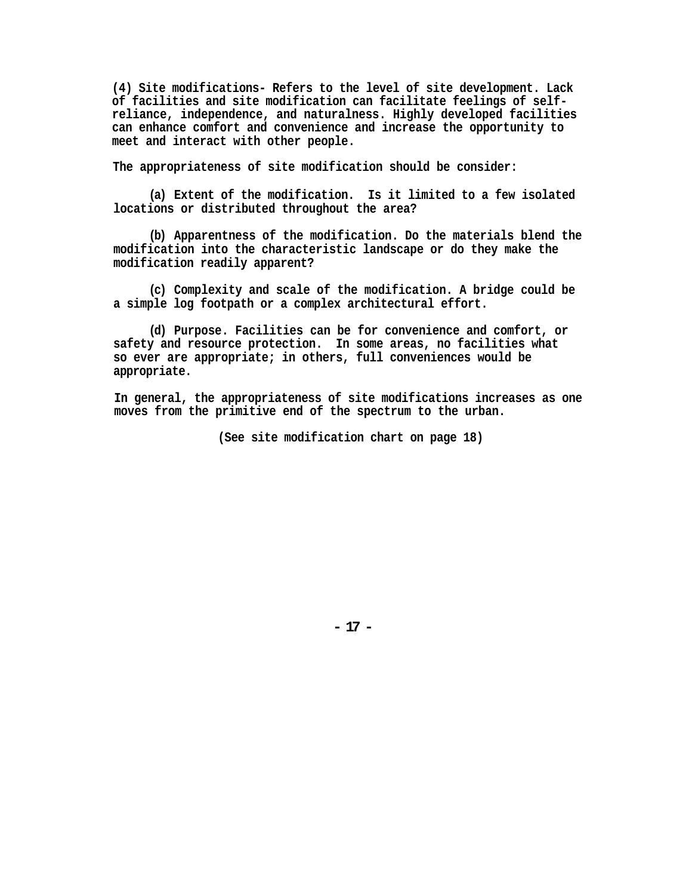**(4) Site modifications- Refers to the level of site development. Lack of facilities and site modification can facilitate feelings of self-reliance, independence, and naturalness. Highly developed facilities can enhance comfort and convenience and increase the opportunity to meet and interact with other people.**

**The appropriateness of site modification should be consider:**

**(a) Extent of the modification. Is it limited to a few isolated locations or distributed throughout the area?**

**(b) Apparentness of the modification. Do the materials blend the modification into the characteristic landscape or do they make the modification readily apparent?**

**(c) Complexity and scale of the modification. A bridge could be a simple log footpath or a complex architectural effort.**

**(d) Purpose. Facilities can be for convenience and comfort, or safety and resource protection. In some areas, no facilities what so ever are appropriate; in others, full conveniences would be appropriate.**

**In general, the appropriateness of site modifications increases as one moves from the primitive end of the spectrum to the urban.**

**(See site modification chart on page 18)**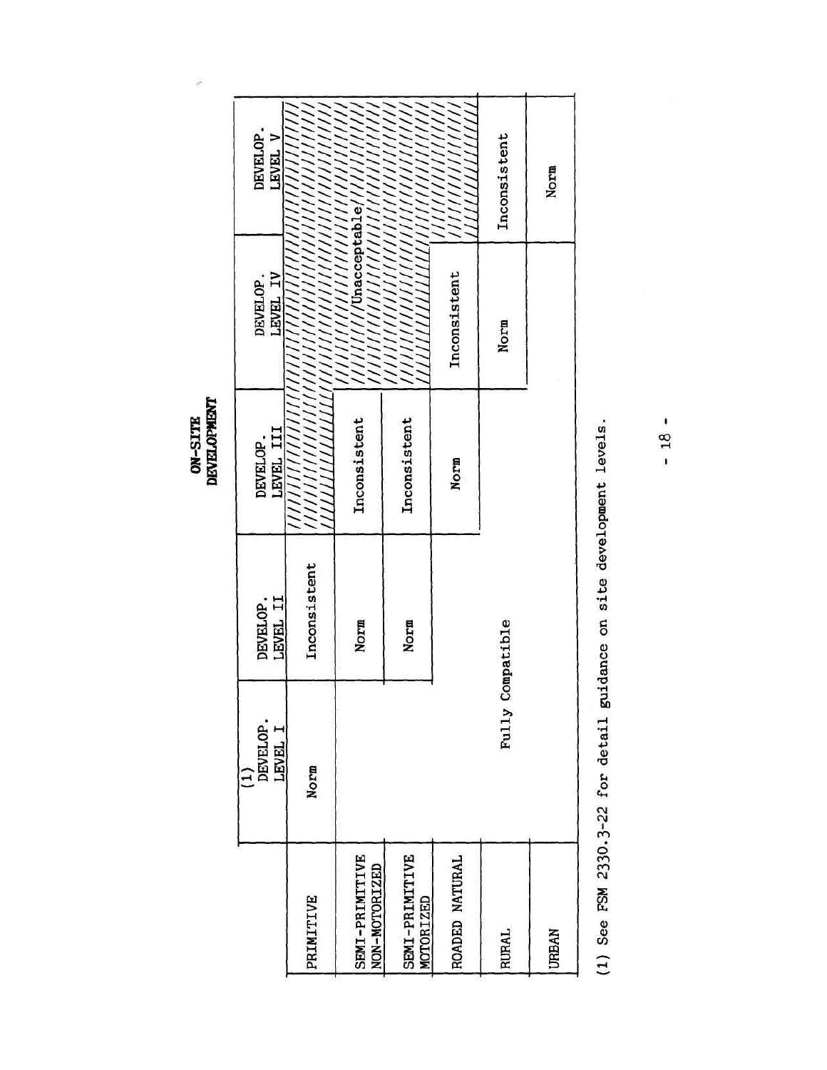# ON-SITE DEVELOPMENT

| | (1) DEVELOP. LEVEL I | DEVELOP. LEVEL II | DEVELOP. LEVEL III | DEVELOP. LEVEL IV | DEVELOP. LEVEL V |
|---|---|---|---|---|---|
| PRIMITIVE | Norm | Inconsistent | Unacceptable | Unacceptable | Unacceptable |
| SEMI-PRIMITIVE NON-MOTORIZED | Fully Compatible | Norm | Inconsistent | Unacceptable | Unacceptable |
| SEMI-PRIMITIVE MOTORIZED | Fully Compatible | Norm | Inconsistent | Unacceptable | Unacceptable |
| ROADED NATURAL | Fully Compatible | Fully Compatible | Norm | Inconsistent | Unacceptable |
| RURAL | Fully Compatible | Fully Compatible | Fully Compatible | Norm | Inconsistent |
| URBAN | Fully Compatible | Fully Compatible | Fully Compatible | Fully Compatible | Norm |

(1) See FSM 2330.3-22 for detail guidance on site development levels.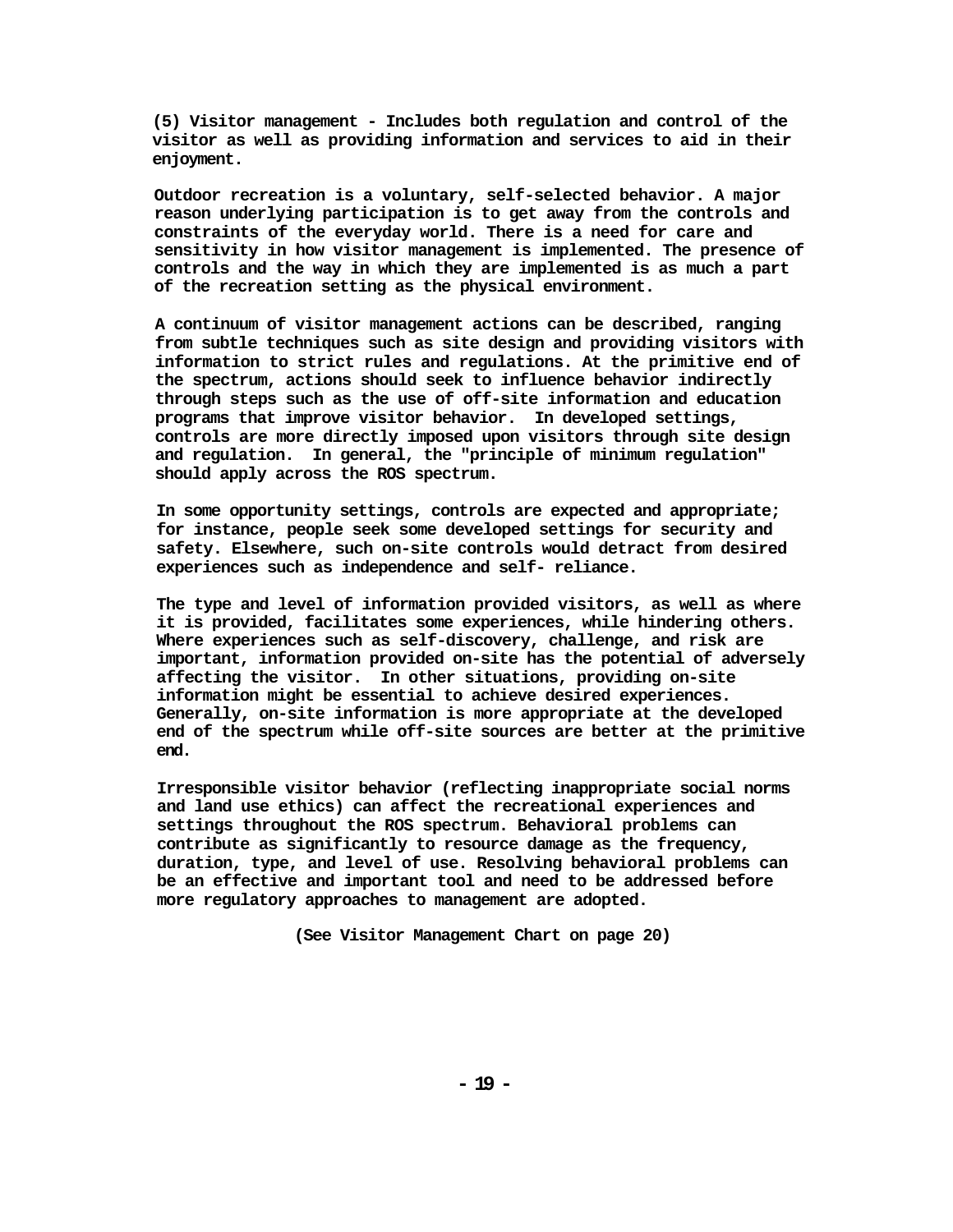**(5) Visitor management - Includes both regulation and control of the visitor as well as providing information and services to aid in their enjoyment.**

**Outdoor recreation is a voluntary, self-selected behavior. A major reason underlying participation is to get away from the controls and constraints of the everyday world. There is a need for care and sensitivity in how visitor management is implemented. The presence of controls and the way in which they are implemented is as much a part of the recreation setting as the physical environment.**

**A continuum of visitor management actions can be described, ranging from subtle techniques such as site design and providing visitors with information to strict rules and regulations. At the primitive end of the spectrum, actions should seek to influence behavior indirectly through steps such as the use of off-site information and education programs that improve visitor behavior. In developed settings, controls are more directly imposed upon visitors through site design and regulation. In general, the "principle of minimum regulation" should apply across the ROS spectrum.**

**In some opportunity settings, controls are expected and appropriate; for instance, people seek some developed settings for security and safety. Elsewhere, such on-site controls would detract from desired experiences such as independence and self- reliance.**

**The type and level of information provided visitors, as well as where it is provided, facilitates some experiences, while hindering others. Where experiences such as self-discovery, challenge, and risk are important, information provided on-site has the potential of adversely affecting the visitor. In other situations, providing on-site information might be essential to achieve desired experiences. Generally, on-site information is more appropriate at the developed end of the spectrum while off-site sources are better at the primitive end.**

**Irresponsible visitor behavior (reflecting inappropriate social norms and land use ethics) can affect the recreational experiences and settings throughout the ROS spectrum. Behavioral problems can contribute as significantly to resource damage as the frequency, duration, type, and level of use. Resolving behavioral problems can be an effective and important tool and need to be addressed before more regulatory approaches to management are adopted.**

**(See Visitor Management Chart on page 20)**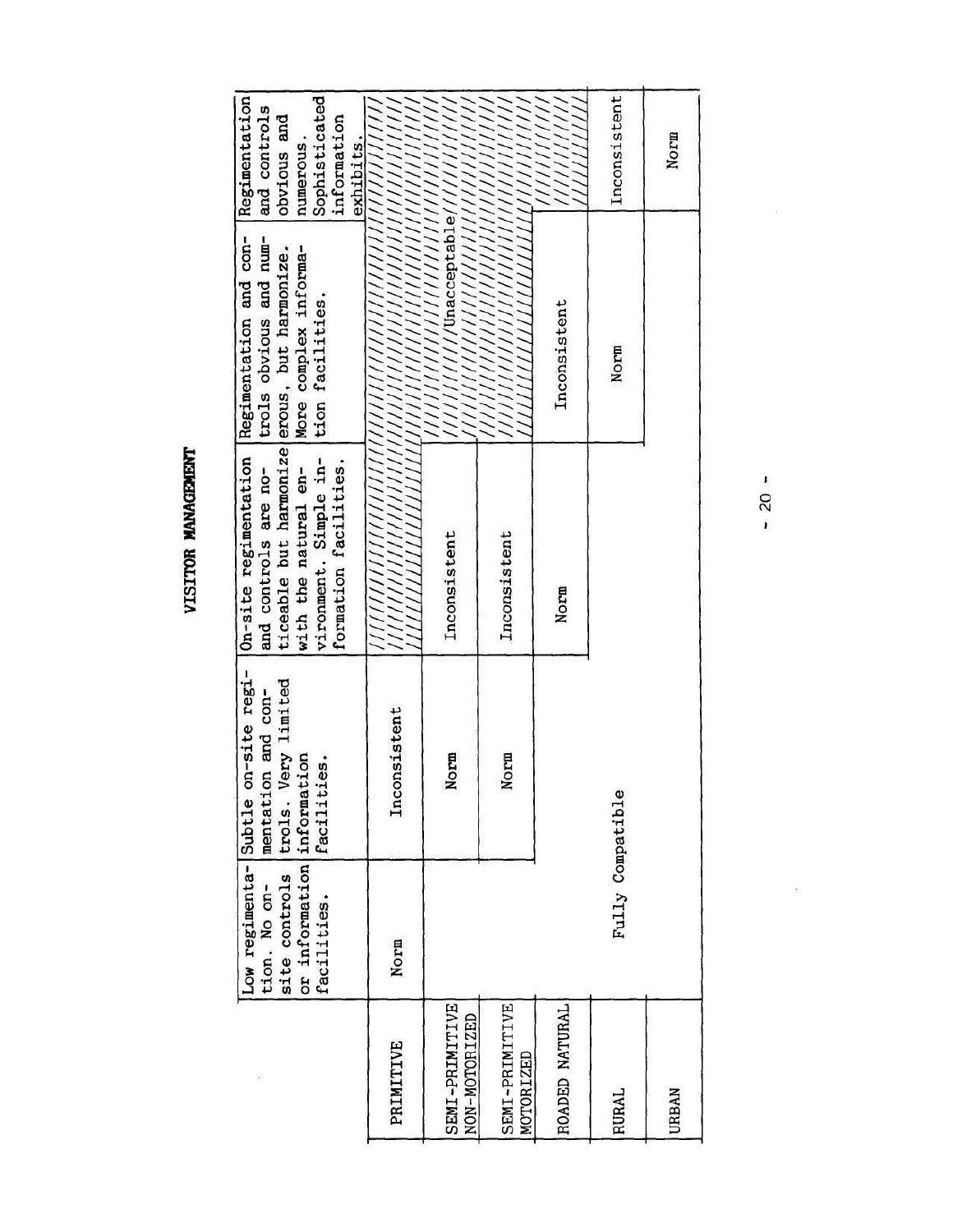# VISITOR MANAGEMENT

| | Low regimentation. No on-site controls or information facilities. | Subtle on-site regimentation and controls. Very limited information facilities. | On-site regimentation and controls are noticeable but harmonize with the natural environment. Simple information facilities. | Regimentation and controls obvious and numerous, but harmonize. More complex information facilities. | Regimentation and controls obvious and numerous. Sophisticated information exhibits. |
|---|---|---|---|---|---|
| PRIMITIVE | Norm | Inconsistent | Unacceptable | Unacceptable | Unacceptable |
| SEMI-PRIMITIVE NON-MOTORIZED | Fully Compatible | Norm | Inconsistent | Unacceptable | Unacceptable |
| SEMI-PRIMITIVE MOTORIZED | Fully Compatible | Norm | Inconsistent | Unacceptable | Unacceptable |
| ROADED NATURAL | Fully Compatible | Fully Compatible | Norm | Inconsistent | Unacceptable |
| RURAL | Fully Compatible | Fully Compatible | Fully Compatible | Norm | Inconsistent |
| URBAN | Fully Compatible | Fully Compatible | Fully Compatible | Fully Compatible | Norm |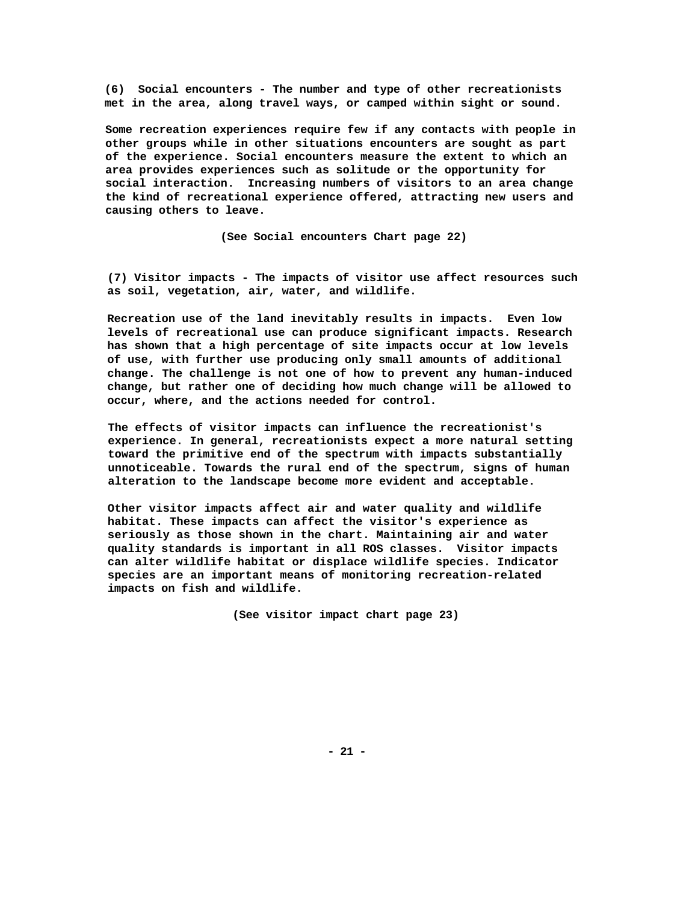**(6) Social encounters - The number and type of other recreationists met in the area, along travel ways, or camped within sight or sound.**

**Some recreation experiences require few if any contacts with people in other groups while in other situations encounters are sought as part of the experience. Social encounters measure the extent to which an area provides experiences such as solitude or the opportunity for social interaction. Increasing numbers of visitors to an area change the kind of recreational experience offered, attracting new users and causing others to leave.**

**(See Social encounters Chart page 22)**

**(7) Visitor impacts - The impacts of visitor use affect resources such as soil, vegetation, air, water, and wildlife.**

**Recreation use of the land inevitably results in impacts. Even low levels of recreational use can produce significant impacts. Research has shown that a high percentage of site impacts occur at low levels of use, with further use producing only small amounts of additional change. The challenge is not one of how to prevent any human-induced change, but rather one of deciding how much change will be allowed to occur, where, and the actions needed for control.**

**The effects of visitor impacts can influence the recreationist's experience. In general, recreationists expect a more natural setting toward the primitive end of the spectrum with impacts substantially unnoticeable. Towards the rural end of the spectrum, signs of human alteration to the landscape become more evident and acceptable.**

**Other visitor impacts affect air and water quality and wildlife habitat. These impacts can affect the visitor's experience as seriously as those shown in the chart. Maintaining air and water quality standards is important in all ROS classes. Visitor impacts can alter wildlife habitat or displace wildlife species. Indicator species are an important means of monitoring recreation-related impacts on fish and wildlife.**

**(See visitor impact chart page 23)**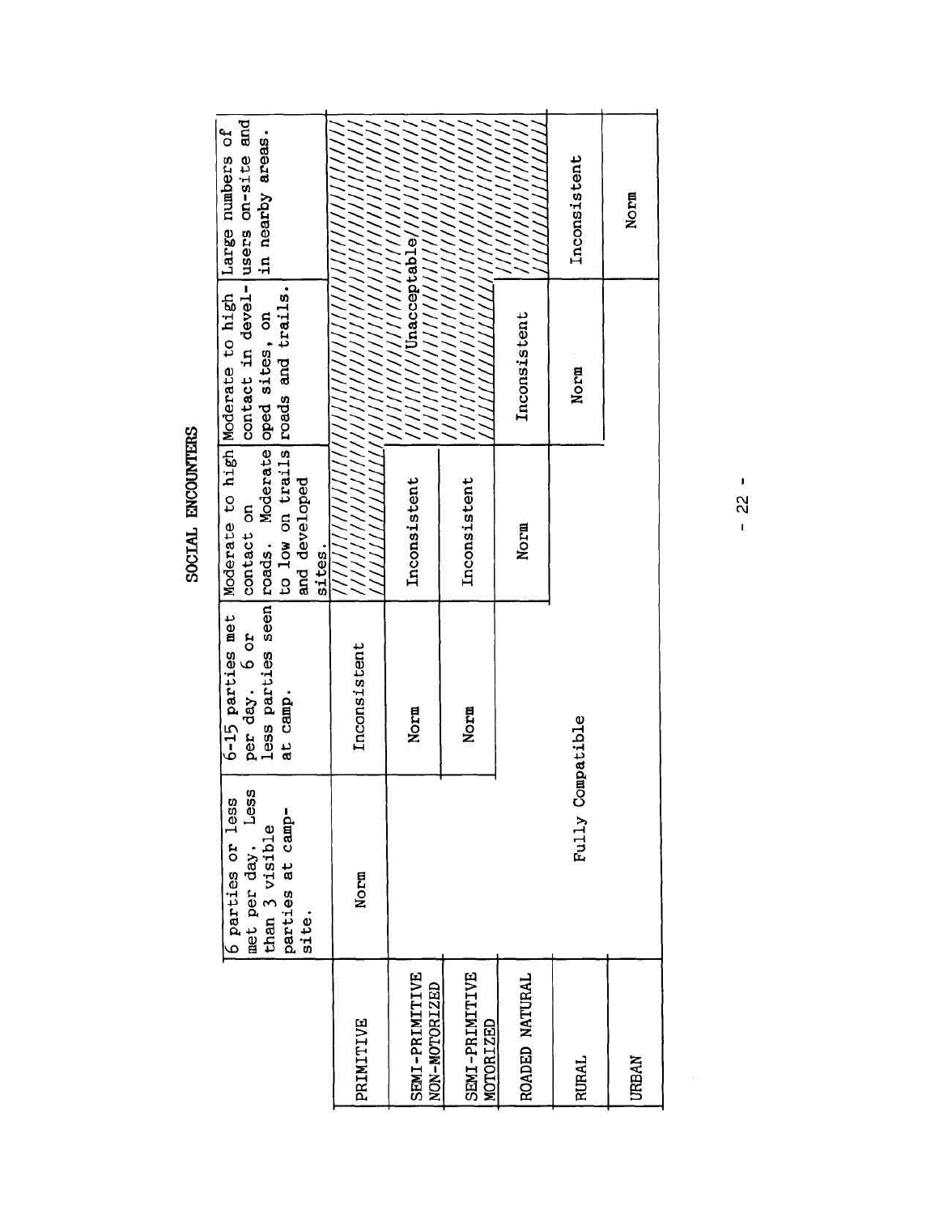# SOCIAL ENCOUNTERS

| | 6 parties or less met per day. Less than 3 visible parties at camp-site. | 6-15 parties met per day. 6 or less parties seen at camp. | Moderate to high contact on roads. Moderate to low on trails and developed sites. | Moderate to high contact in developed sites, on roads and trails. | Large numbers of users on-site and in nearby areas. |
|---|---|---|---|---|---|
| PRIMITIVE | Norm | Inconsistent | Unacceptable | Unacceptable | Unacceptable |
| SEMI-PRIMITIVE NON-MOTORIZED | Fully Compatible | Norm | Inconsistent | Unacceptable | Unacceptable |
| SEMI-PRIMITIVE MOTORIZED | Fully Compatible | Norm | Inconsistent | Unacceptable | Unacceptable |
| ROADED NATURAL | Fully Compatible | Fully Compatible | Norm | Inconsistent | Unacceptable |
| RURAL | Fully Compatible | Fully Compatible | Fully Compatible | Norm | Inconsistent |
| URBAN | Fully Compatible | Fully Compatible | Fully Compatible | Fully Compatible | Norm |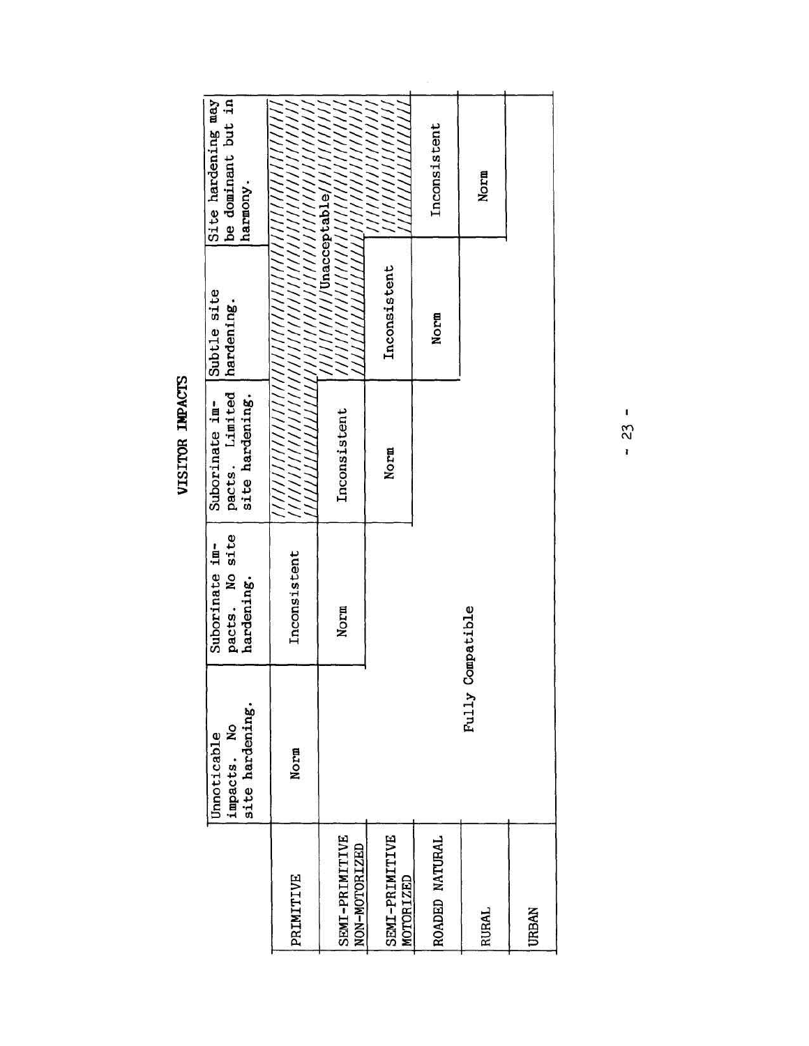# VISITOR IMPACTS

| | Unnoticable impacts. No site hardening. | Suborinate impacts. No site hardening. | Suborinate impacts. Limited site hardening. | Subtle site hardening. | Site hardening may be dominant but in harmony. |
|---|---|---|---|---|---|
| PRIMITIVE | Norm | Inconsistent | Unacceptable | Unacceptable | Unacceptable |
| SEMI-PRIMITIVE NON-MOTORIZED | Fully Compatible | Norm | Inconsistent | Unacceptable | Unacceptable |
| SEMI-PRIMITIVE MOTORIZED | Fully Compatible | Fully Compatible | Norm | Inconsistent | Unacceptable |
| ROADED NATURAL | Fully Compatible | Fully Compatible | Fully Compatible | Norm | Inconsistent |
| RURAL | Fully Compatible | Fully Compatible | Fully Compatible | Fully Compatible | Norm |
| URBAN | Fully Compatible | Fully Compatible | Fully Compatible | Fully Compatible | Fully Compatible |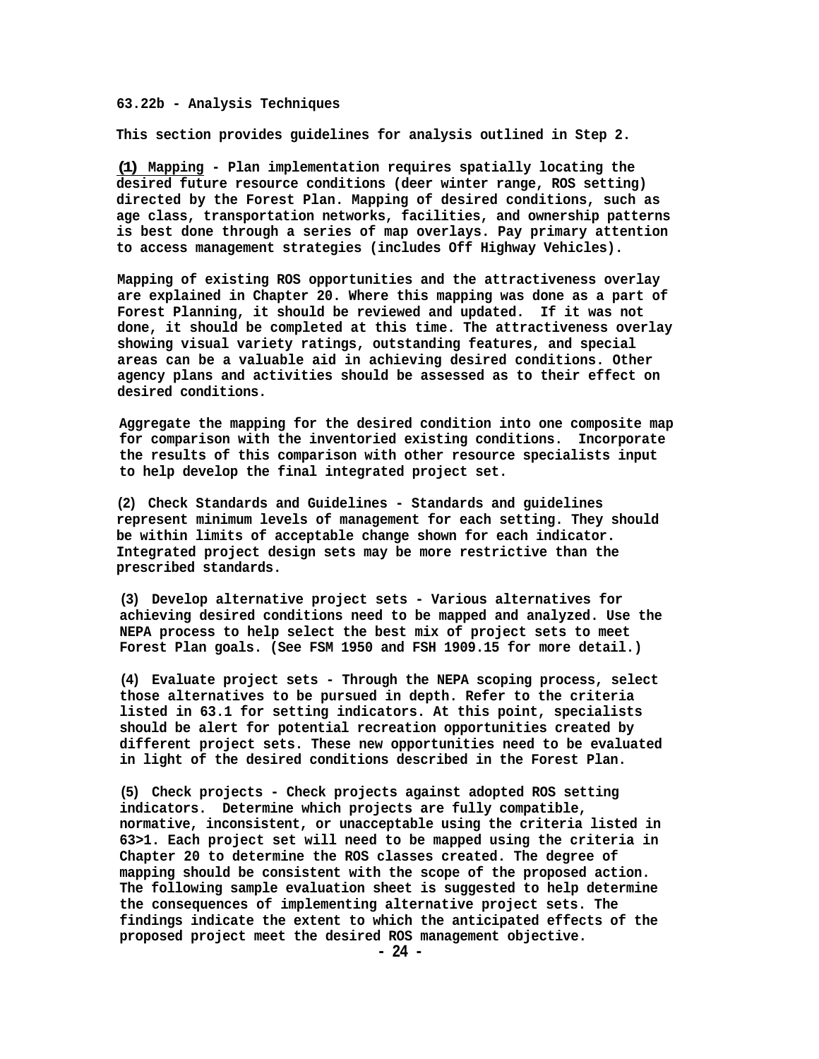### 63.22b - Analysis Techniques

This section provides guidelines for analysis outlined in Step 2.

(1) Mapping - Plan implementation requires spatially locating the desired future resource conditions (deer winter range, ROS setting) directed by the Forest Plan. Mapping of desired conditions, such as age class, transportation networks, facilities, and ownership patterns is best done through a series of map overlays. Pay primary attention to access management strategies (includes Off Highway Vehicles).

Mapping of existing ROS opportunities and the attractiveness overlay are explained in Chapter 20. Where this mapping was done as a part of Forest Planning, it should be reviewed and updated. If it was not done, it should be completed at this time. The attractiveness overlay showing visual variety ratings, outstanding features, and special areas can be a valuable aid in achieving desired conditions. Other agency plans and activities should be assessed as to their effect on desired conditions.

Aggregate the mapping for the desired condition into one composite map for comparison with the inventoried existing conditions. Incorporate the results of this comparison with other resource specialists input to help develop the final integrated project set.

(2) Check Standards and Guidelines - Standards and guidelines represent minimum levels of management for each setting. They should be within limits of acceptable change shown for each indicator. Integrated project design sets may be more restrictive than the prescribed standards.

(3) Develop alternative project sets - Various alternatives for achieving desired conditions need to be mapped and analyzed. Use the NEPA process to help select the best mix of project sets to meet Forest Plan goals. (See FSM 1950 and FSH 1909.15 for more detail.)

(4) Evaluate project sets - Through the NEPA scoping process, select those alternatives to be pursued in depth. Refer to the criteria listed in 63.1 for setting indicators. At this point, specialists should be alert for potential recreation opportunities created by different project sets. These new opportunities need to be evaluated in light of the desired conditions described in the Forest Plan.

(5) Check projects - Check projects against adopted ROS setting indicators. Determine which projects are fully compatible, normative, inconsistent, or unacceptable using the criteria listed in 63>1. Each project set will need to be mapped using the criteria in Chapter 20 to determine the ROS classes created. The degree of mapping should be consistent with the scope of the proposed action. The following sample evaluation sheet is suggested to help determine the consequences of implementing alternative project sets. The findings indicate the extent to which the anticipated effects of the proposed project meet the desired ROS management objective.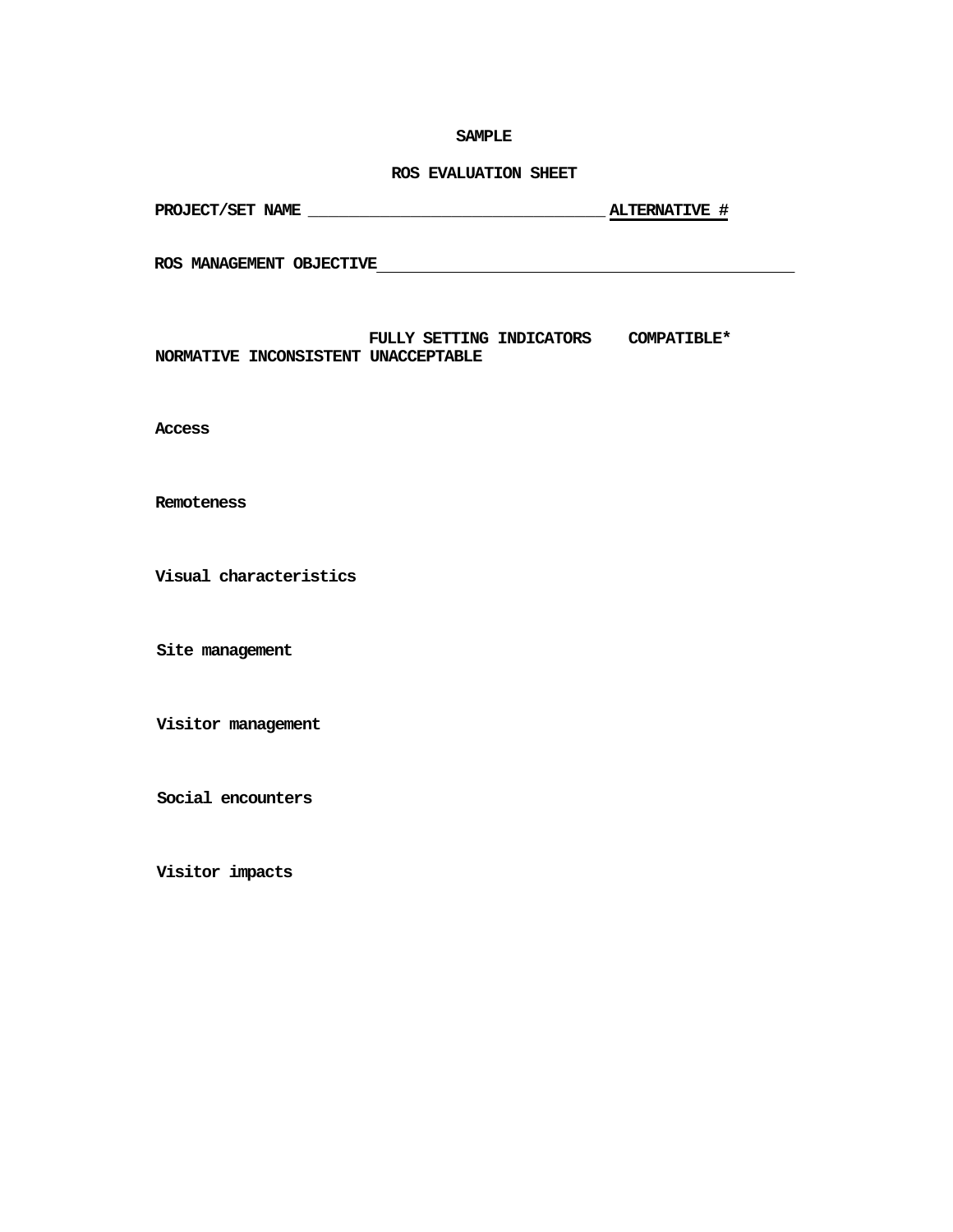**SAMPLE**

**ROS EVALUATION SHEET**

**PROJECT/SET NAME** ________________________________ **ALTERNATIVE #**

**ROS MANAGEMENT OBJECTIVE**______________________________________________

| SETTING INDICATORS | FULLY COMPATIBLE* | NORMATIVE | INCONSISTENT | UNACCEPTABLE |
|---|---|---|---|---|
| **Access** | | | | |
| **Remoteness** | | | | |
| **Visual characteristics** | | | | |
| **Site management** | | | | |
| **Visitor management** | | | | |
| **Social encounters** | | | | |
| **Visitor impacts** | | | | |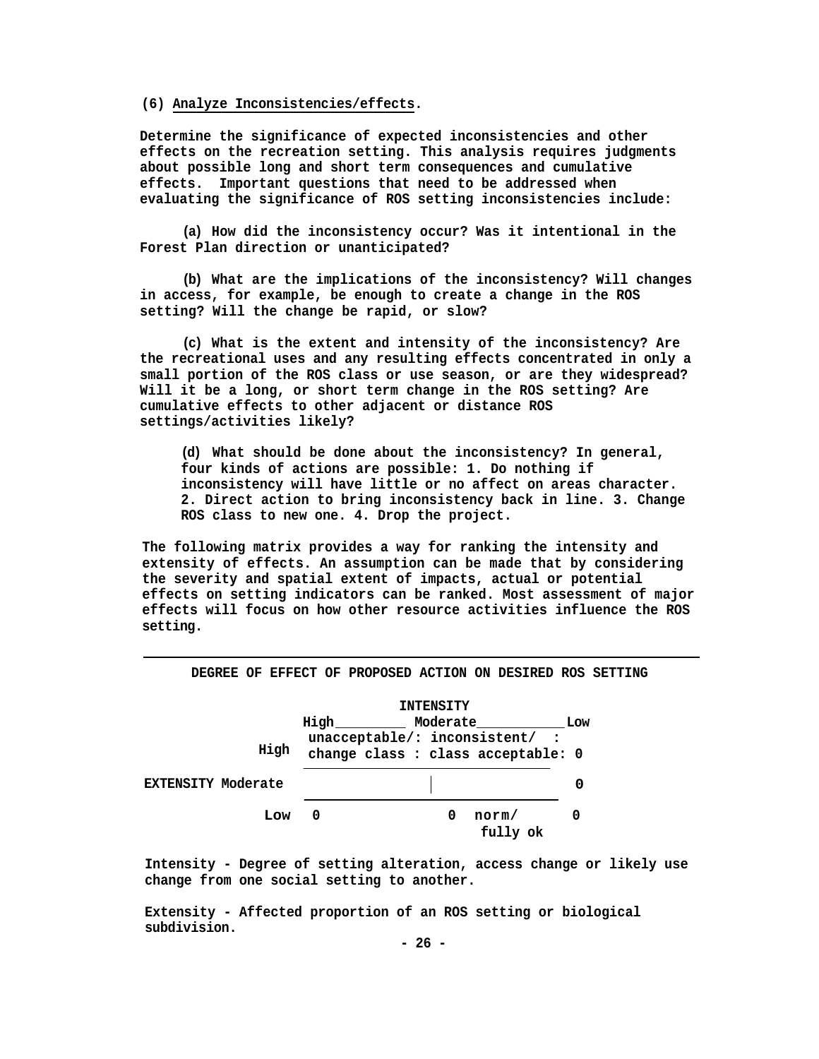(6) **Analyze Inconsistencies/effects**.

Determine the significance of expected inconsistencies and other effects on the recreation setting. This analysis requires judgments about possible long and short term consequences and cumulative effects. Important questions that need to be addressed when evaluating the significance of ROS setting inconsistencies include:

(a) How did the inconsistency occur? Was it intentional in the Forest Plan direction or unanticipated?

(b) What are the implications of the inconsistency? Will changes in access, for example, be enough to create a change in the ROS setting? Will the change be rapid, or slow?

(c) What is the extent and intensity of the inconsistency? Are the recreational uses and any resulting effects concentrated in only a small portion of the ROS class or use season, or are they widespread? Will it be a long, or short term change in the ROS setting? Are cumulative effects to other adjacent or distance ROS settings/activities likely?

(d) What should be done about the inconsistency? In general, four kinds of actions are possible: 1. Do nothing if inconsistency will have little or no affect on areas character. 2. Direct action to bring inconsistency back in line. 3. Change ROS class to new one. 4. Drop the project.

The following matrix provides a way for ranking the intensity and extensity of effects. An assumption can be made that by considering the severity and spatial extent of impacts, actual or potential effects on setting indicators can be ranked. Most assessment of major effects will focus on how other resource activities influence the ROS setting.

**DEGREE OF EFFECT OF PROPOSED ACTION ON DESIRED ROS SETTING**

| EXTENSITY \ INTENSITY | High | Moderate | Low |
|---|---|---|---|
| High | unacceptable/: change class : | inconsistent/ : class acceptable: | 0 |
| Moderate | | | 0 |
| Low | 0 | 0 norm/ fully ok | 0 |

Intensity - Degree of setting alteration, access change or likely use change from one social setting to another.

Extensity - Affected proportion of an ROS setting or biological subdivision.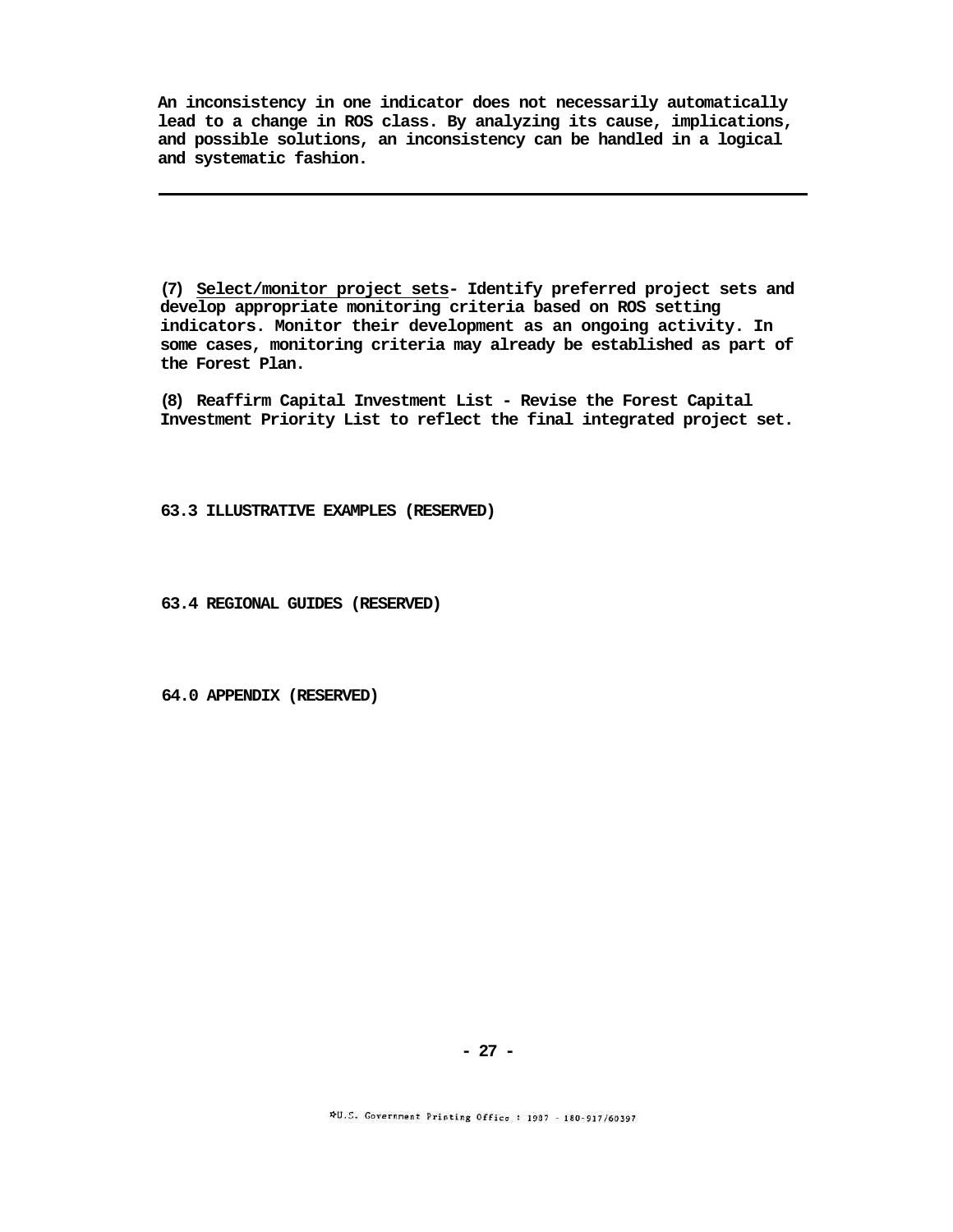**An inconsistency in one indicator does not necessarily automatically lead to a change in ROS class. By analyzing its cause, implications, and possible solutions, an inconsistency can be handled in a logical and systematic fashion.**

---

**(7) Select/monitor project sets- Identify preferred project sets and develop appropriate monitoring criteria based on ROS setting indicators. Monitor their development as an ongoing activity. In some cases, monitoring criteria may already be established as part of the Forest Plan.**

**(8) Reaffirm Capital Investment List - Revise the Forest Capital Investment Priority List to reflect the final integrated project set.**

**63.3 ILLUSTRATIVE EXAMPLES (RESERVED)**

**63.4 REGIONAL GUIDES (RESERVED)**

**64.0 APPENDIX (RESERVED)**

☆U.S. Government Printing Office : 1987 - 180-917/60397